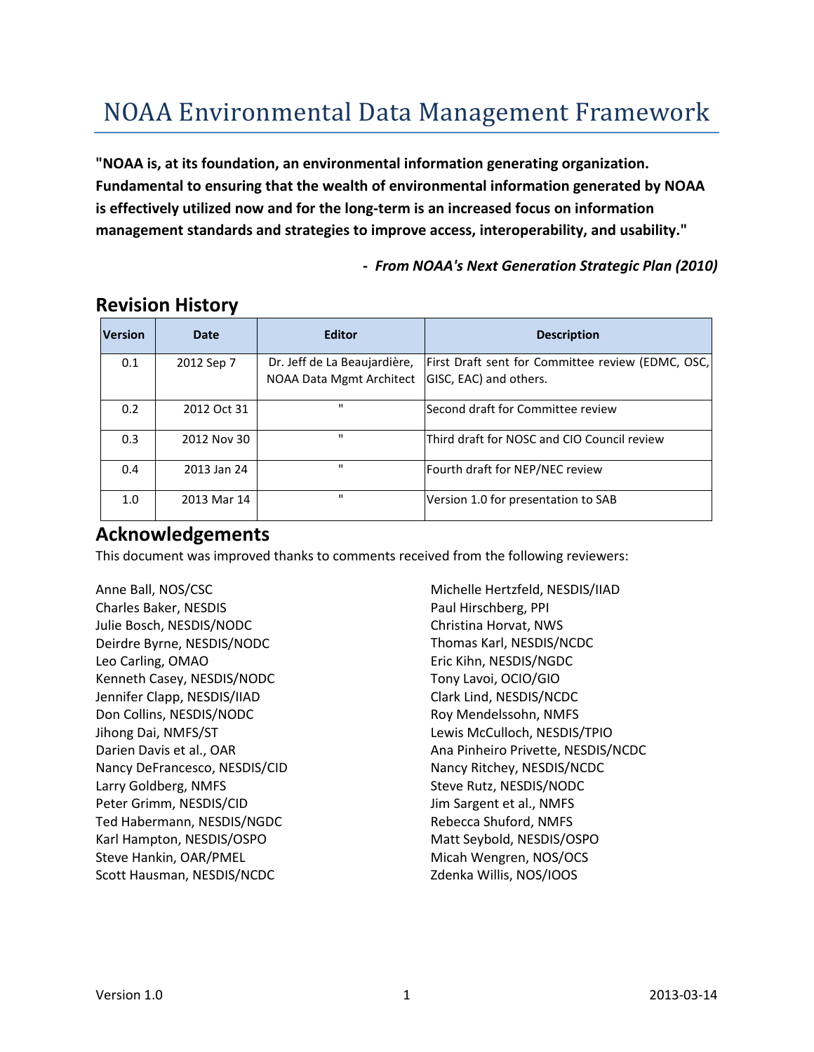# NOAA Environmental Data Management Framework

**"NOAA is, at its foundation, an environmental information generating organization. Fundamental to ensuring that the wealth of environmental information generated by NOAA is effectively utilized now and for the long-term is an increased focus on information management standards and strategies to improve access, interoperability, and usability."**

***- From NOAA's Next Generation Strategic Plan (2010)***

## Revision History

| Version | Date | Editor | Description |
|---|---|---|---|
| 0.1 | 2012 Sep 7 | Dr. Jeff de La Beaujardière, NOAA Data Mgmt Architect | First Draft sent for Committee review (EDMC, OSC, GISC, EAC) and others. |
| 0.2 | 2012 Oct 31 | " | Second draft for Committee review |
| 0.3 | 2012 Nov 30 | " | Third draft for NOSC and CIO Council review |
| 0.4 | 2013 Jan 24 | " | Fourth draft for NEP/NEC review |
| 1.0 | 2013 Mar 14 | " | Version 1.0 for presentation to SAB |

## Acknowledgements

This document was improved thanks to comments received from the following reviewers:

Anne Ball, NOS/CSC
Charles Baker, NESDIS
Julie Bosch, NESDIS/NODC
Deirdre Byrne, NESDIS/NODC
Leo Carling, OMAO
Kenneth Casey, NESDIS/NODC
Jennifer Clapp, NESDIS/IIAD
Don Collins, NESDIS/NODC
Jihong Dai, NMFS/ST
Darien Davis et al., OAR
Nancy DeFrancesco, NESDIS/CID
Larry Goldberg, NMFS
Peter Grimm, NESDIS/CID
Ted Habermann, NESDIS/NGDC
Karl Hampton, NESDIS/OSPO
Steve Hankin, OAR/PMEL
Scott Hausman, NESDIS/NCDC
Michelle Hertzfeld, NESDIS/IIAD
Paul Hirschberg, PPI
Christina Horvat, NWS
Thomas Karl, NESDIS/NCDC
Eric Kihn, NESDIS/NGDC
Tony Lavoi, OCIO/GIO
Clark Lind, NESDIS/NCDC
Roy Mendelssohn, NMFS
Lewis McCulloch, NESDIS/TPIO
Ana Pinheiro Privette, NESDIS/NCDC
Nancy Ritchey, NESDIS/NCDC
Steve Rutz, NESDIS/NODC
Jim Sargent et al., NMFS
Rebecca Shuford, NMFS
Matt Seybold, NESDIS/OSPO
Micah Wengren, NOS/OCS
Zdenka Willis, NOS/IOOS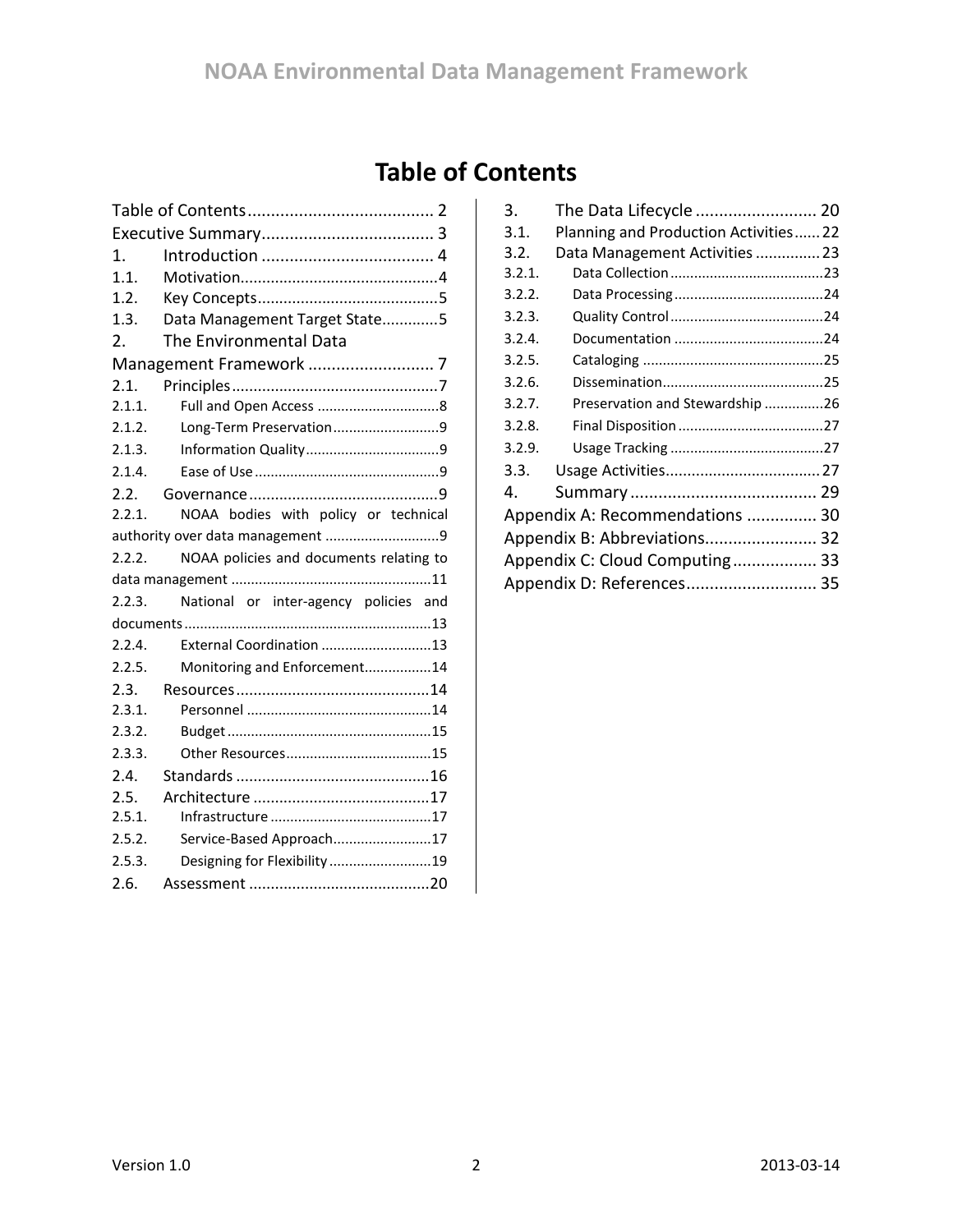# Table of Contents

Table of Contents ........................................ 2
Executive Summary..................................... 3
1. Introduction ..................................... 4
1.1. Motivation.............................................4
1.2. Key Concepts..........................................5
1.3. Data Management Target State.............5
2. The Environmental Data Management Framework ........................... 7
2.1. Principles...............................................7
2.1.1. Full and Open Access ...............................8
2.1.2. Long-Term Preservation...........................9
2.1.3. Information Quality..................................9
2.1.4. Ease of Use ...............................................9
2.2. Governance...........................................9
2.2.1. NOAA bodies with policy or technical authority over data management .............................9
2.2.2. NOAA policies and documents relating to data management ..................................................11
2.2.3. National or inter-agency policies and documents ..............................................................13
2.2.4. External Coordination ............................13
2.2.5. Monitoring and Enforcement.................14
2.3. Resources............................................14
2.3.1. Personnel ...............................................14
2.3.2. Budget ....................................................15
2.3.3. Other Resources.....................................15
2.4. Standards ............................................16
2.5. Architecture ........................................17
2.5.1. Infrastructure .........................................17
2.5.2. Service-Based Approach.........................17
2.5.3. Designing for Flexibility ..........................19
2.6. Assessment .........................................20
3. The Data Lifecycle .......................... 20
3.1. Planning and Production Activities......22
3.2. Data Management Activities ...............23
3.2.1. Data Collection .......................................23
3.2.2. Data Processing ......................................24
3.2.3. Quality Control .......................................24
3.2.4. Documentation ......................................24
3.2.5. Cataloging ..............................................25
3.2.6. Dissemination.........................................25
3.2.7. Preservation and Stewardship ...............26
3.2.8. Final Disposition .....................................27
3.2.9. Usage Tracking .......................................27
3.3. Usage Activities...................................27
4. Summary ........................................ 29
Appendix A: Recommendations ............... 30
Appendix B: Abbreviations........................ 32
Appendix C: Cloud Computing .................. 33
Appendix D: References............................ 35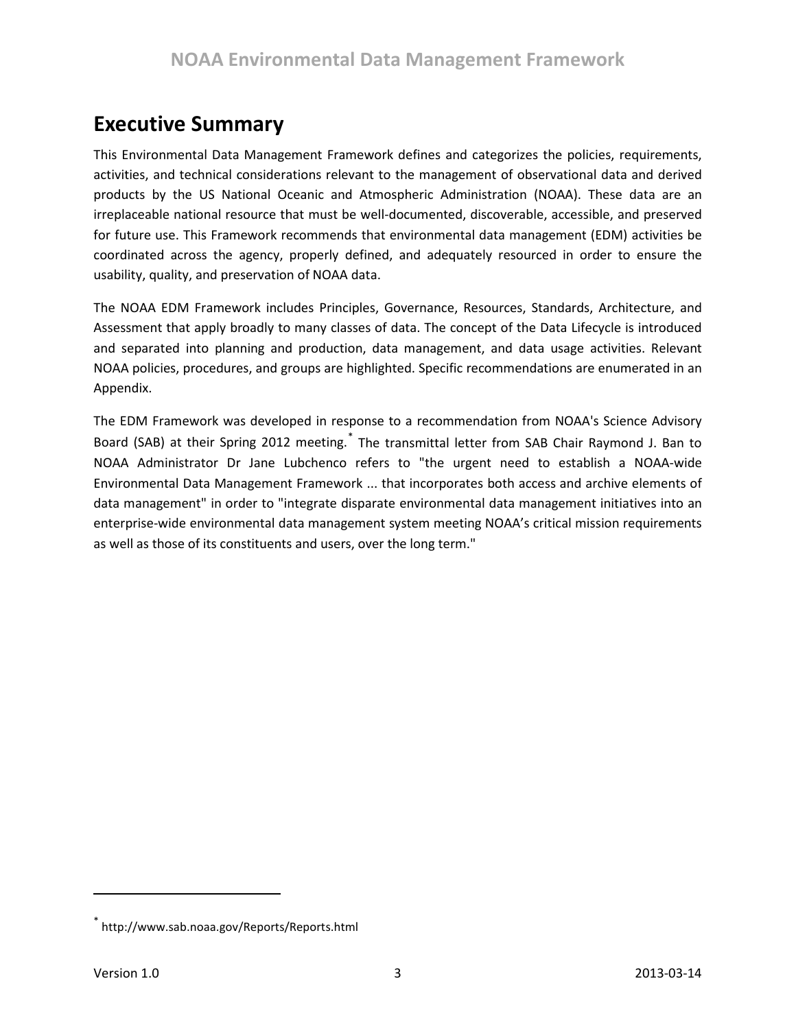# Executive Summary

This Environmental Data Management Framework defines and categorizes the policies, requirements, activities, and technical considerations relevant to the management of observational data and derived products by the US National Oceanic and Atmospheric Administration (NOAA). These data are an irreplaceable national resource that must be well-documented, discoverable, accessible, and preserved for future use. This Framework recommends that environmental data management (EDM) activities be coordinated across the agency, properly defined, and adequately resourced in order to ensure the usability, quality, and preservation of NOAA data.

The NOAA EDM Framework includes Principles, Governance, Resources, Standards, Architecture, and Assessment that apply broadly to many classes of data. The concept of the Data Lifecycle is introduced and separated into planning and production, data management, and data usage activities. Relevant NOAA policies, procedures, and groups are highlighted. Specific recommendations are enumerated in an Appendix.

The EDM Framework was developed in response to a recommendation from NOAA's Science Advisory Board (SAB) at their Spring 2012 meeting.[*] The transmittal letter from SAB Chair Raymond J. Ban to NOAA Administrator Dr Jane Lubchenco refers to "the urgent need to establish a NOAA-wide Environmental Data Management Framework ... that incorporates both access and archive elements of data management" in order to "integrate disparate environmental data management initiatives into an enterprise-wide environmental data management system meeting NOAA's critical mission requirements as well as those of its constituents and users, over the long term."

---

[*] http://www.sab.noaa.gov/Reports/Reports.html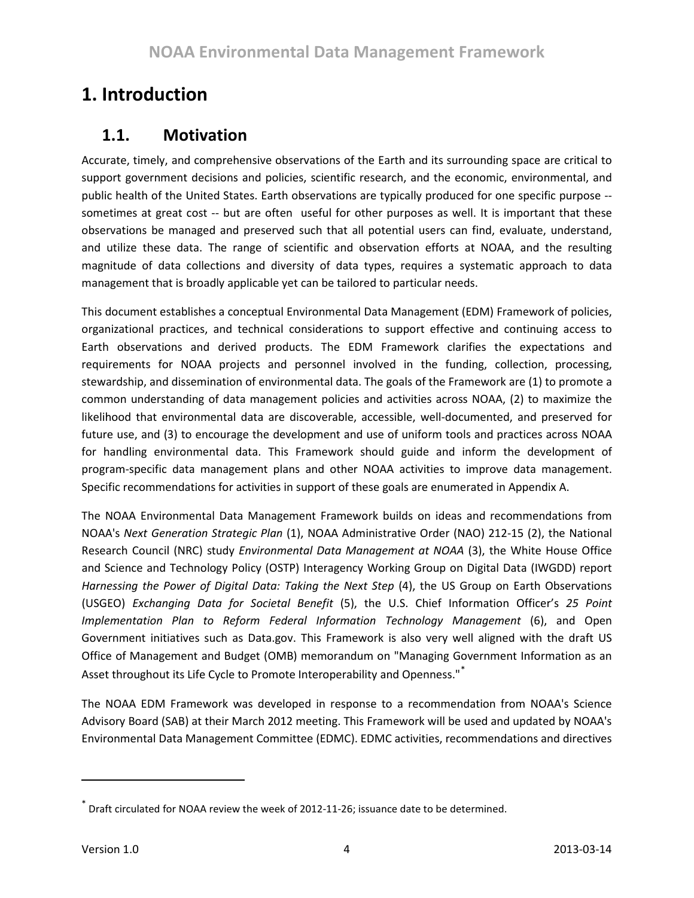# 1. Introduction

## 1.1. Motivation

Accurate, timely, and comprehensive observations of the Earth and its surrounding space are critical to support government decisions and policies, scientific research, and the economic, environmental, and public health of the United States. Earth observations are typically produced for one specific purpose -- sometimes at great cost -- but are often useful for other purposes as well. It is important that these observations be managed and preserved such that all potential users can find, evaluate, understand, and utilize these data. The range of scientific and observation efforts at NOAA, and the resulting magnitude of data collections and diversity of data types, requires a systematic approach to data management that is broadly applicable yet can be tailored to particular needs.

This document establishes a conceptual Environmental Data Management (EDM) Framework of policies, organizational practices, and technical considerations to support effective and continuing access to Earth observations and derived products. The EDM Framework clarifies the expectations and requirements for NOAA projects and personnel involved in the funding, collection, processing, stewardship, and dissemination of environmental data. The goals of the Framework are (1) to promote a common understanding of data management policies and activities across NOAA, (2) to maximize the likelihood that environmental data are discoverable, accessible, well-documented, and preserved for future use, and (3) to encourage the development and use of uniform tools and practices across NOAA for handling environmental data. This Framework should guide and inform the development of program-specific data management plans and other NOAA activities to improve data management. Specific recommendations for activities in support of these goals are enumerated in Appendix A.

The NOAA Environmental Data Management Framework builds on ideas and recommendations from NOAA's *Next Generation Strategic Plan* (1), NOAA Administrative Order (NAO) 212-15 (2), the National Research Council (NRC) study *Environmental Data Management at NOAA* (3), the White House Office and Science and Technology Policy (OSTP) Interagency Working Group on Digital Data (IWGDD) report *Harnessing the Power of Digital Data: Taking the Next Step* (4), the US Group on Earth Observations (USGEO) *Exchanging Data for Societal Benefit* (5), the U.S. Chief Information Officer's *25 Point Implementation Plan to Reform Federal Information Technology Management* (6), and Open Government initiatives such as Data.gov. This Framework is also very well aligned with the draft US Office of Management and Budget (OMB) memorandum on "Managing Government Information as an Asset throughout its Life Cycle to Promote Interoperability and Openness."[*]

The NOAA EDM Framework was developed in response to a recommendation from NOAA's Science Advisory Board (SAB) at their March 2012 meeting. This Framework will be used and updated by NOAA's Environmental Data Management Committee (EDMC). EDMC activities, recommendations and directives

[*] Draft circulated for NOAA review the week of 2012-11-26; issuance date to be determined.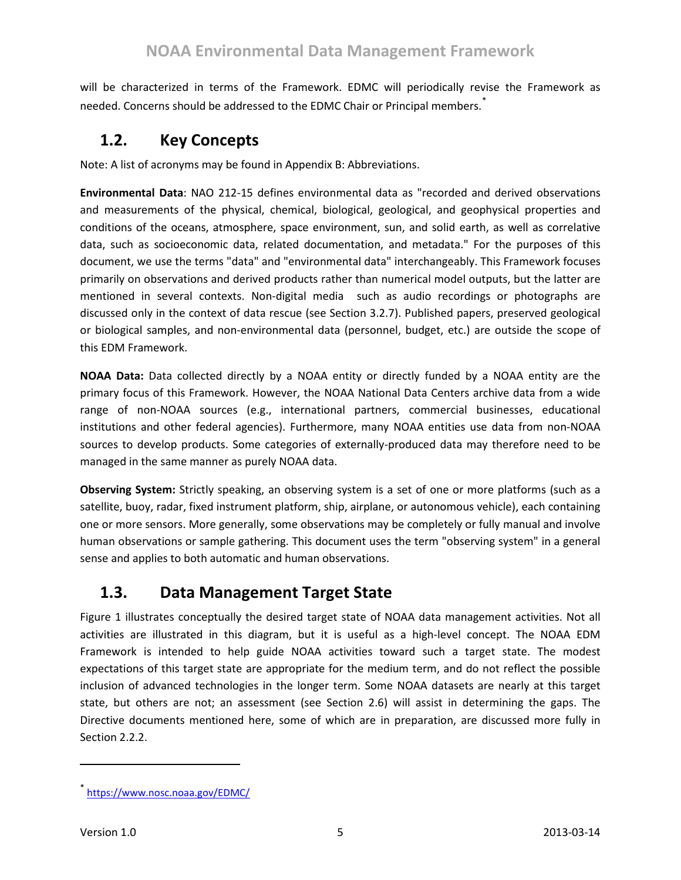will be characterized in terms of the Framework. EDMC will periodically revise the Framework as needed. Concerns should be addressed to the EDMC Chair or Principal members.*

## 1.2. Key Concepts

Note: A list of acronyms may be found in Appendix B: Abbreviations.

**Environmental Data**: NAO 212-15 defines environmental data as "recorded and derived observations and measurements of the physical, chemical, biological, geological, and geophysical properties and conditions of the oceans, atmosphere, space environment, sun, and solid earth, as well as correlative data, such as socioeconomic data, related documentation, and metadata." For the purposes of this document, we use the terms "data" and "environmental data" interchangeably. This Framework focuses primarily on observations and derived products rather than numerical model outputs, but the latter are mentioned in several contexts. Non-digital media such as audio recordings or photographs are discussed only in the context of data rescue (see Section 3.2.7). Published papers, preserved geological or biological samples, and non-environmental data (personnel, budget, etc.) are outside the scope of this EDM Framework.

**NOAA Data:** Data collected directly by a NOAA entity or directly funded by a NOAA entity are the primary focus of this Framework. However, the NOAA National Data Centers archive data from a wide range of non-NOAA sources (e.g., international partners, commercial businesses, educational institutions and other federal agencies). Furthermore, many NOAA entities use data from non-NOAA sources to develop products. Some categories of externally-produced data may therefore need to be managed in the same manner as purely NOAA data.

**Observing System:** Strictly speaking, an observing system is a set of one or more platforms (such as a satellite, buoy, radar, fixed instrument platform, ship, airplane, or autonomous vehicle), each containing one or more sensors. More generally, some observations may be completely or fully manual and involve human observations or sample gathering. This document uses the term "observing system" in a general sense and applies to both automatic and human observations.

## 1.3. Data Management Target State

Figure 1 illustrates conceptually the desired target state of NOAA data management activities. Not all activities are illustrated in this diagram, but it is useful as a high-level concept. The NOAA EDM Framework is intended to help guide NOAA activities toward such a target state. The modest expectations of this target state are appropriate for the medium term, and do not reflect the possible inclusion of advanced technologies in the longer term. Some NOAA datasets are nearly at this target state, but others are not; an assessment (see Section 2.6) will assist in determining the gaps. The Directive documents mentioned here, some of which are in preparation, are discussed more fully in Section 2.2.2.

---

* https://www.nosc.noaa.gov/EDMC/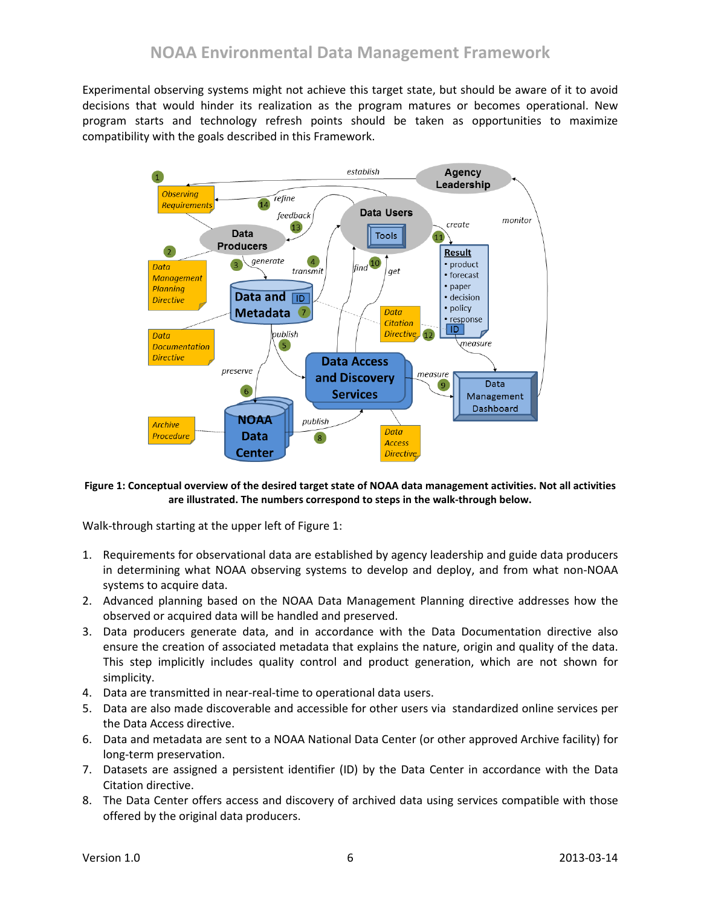Experimental observing systems might not achieve this target state, but should be aware of it to avoid decisions that would hinder its realization as the program matures or becomes operational. New program starts and technology refresh points should be taken as opportunities to maximize compatibility with the goals described in this Framework.

**Figure 1: Conceptual overview of the desired target state of NOAA data management activities. Not all activities are illustrated. The numbers correspond to steps in the walk-through below.**

Walk-through starting at the upper left of Figure 1:

1. Requirements for observational data are established by agency leadership and guide data producers in determining what NOAA observing systems to develop and deploy, and from what non-NOAA systems to acquire data.
2. Advanced planning based on the NOAA Data Management Planning directive addresses how the observed or acquired data will be handled and preserved.
3. Data producers generate data, and in accordance with the Data Documentation directive also ensure the creation of associated metadata that explains the nature, origin and quality of the data. This step implicitly includes quality control and product generation, which are not shown for simplicity.
4. Data are transmitted in near-real-time to operational data users.
5. Data are also made discoverable and accessible for other users via standardized online services per the Data Access directive.
6. Data and metadata are sent to a NOAA National Data Center (or other approved Archive facility) for long-term preservation.
7. Datasets are assigned a persistent identifier (ID) by the Data Center in accordance with the Data Citation directive.
8. The Data Center offers access and discovery of archived data using services compatible with those offered by the original data producers.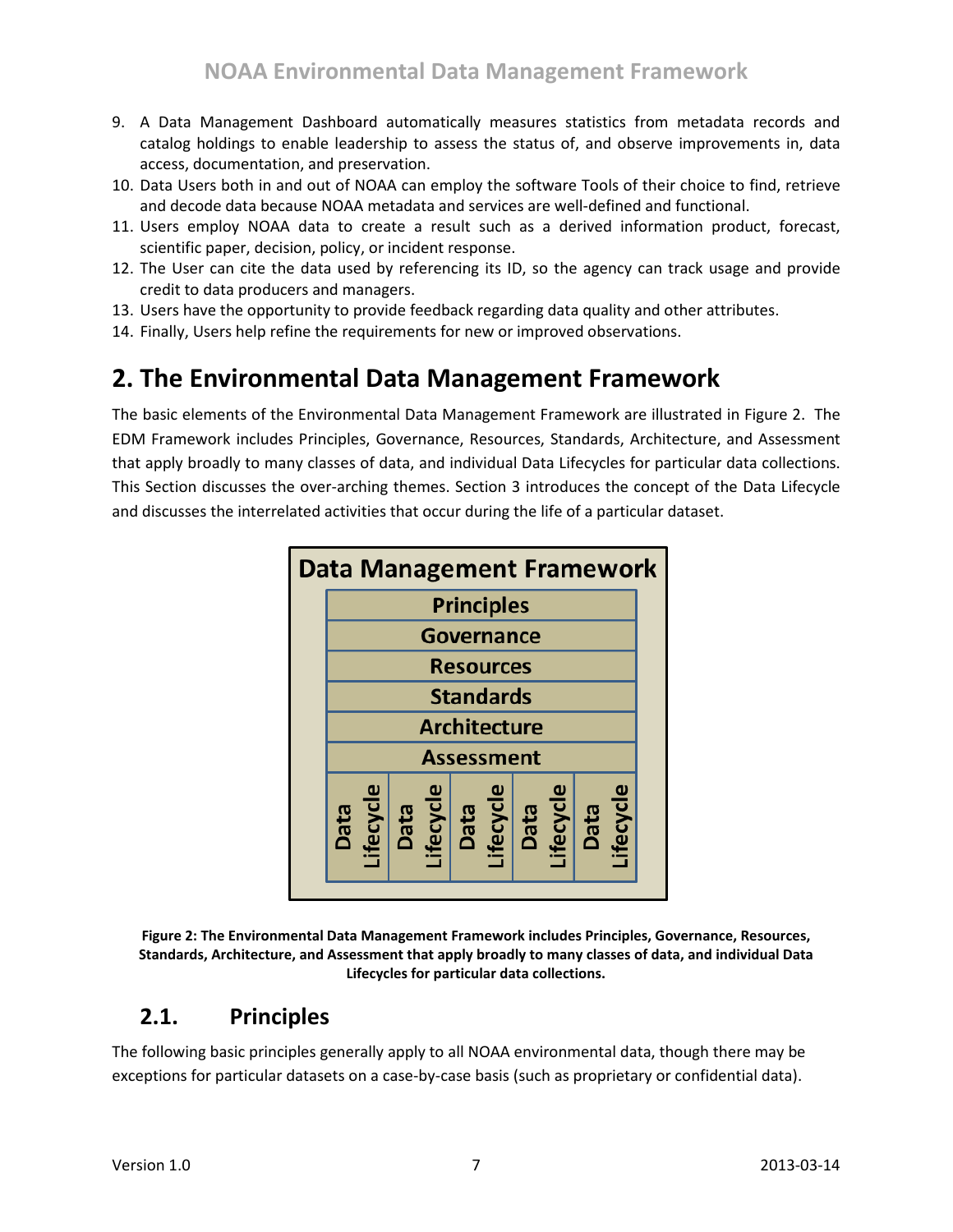9. A Data Management Dashboard automatically measures statistics from metadata records and catalog holdings to enable leadership to assess the status of, and observe improvements in, data access, documentation, and preservation.
10. Data Users both in and out of NOAA can employ the software Tools of their choice to find, retrieve and decode data because NOAA metadata and services are well-defined and functional.
11. Users employ NOAA data to create a result such as a derived information product, forecast, scientific paper, decision, policy, or incident response.
12. The User can cite the data used by referencing its ID, so the agency can track usage and provide credit to data producers and managers.
13. Users have the opportunity to provide feedback regarding data quality and other attributes.
14. Finally, Users help refine the requirements for new or improved observations.

# 2. The Environmental Data Management Framework

The basic elements of the Environmental Data Management Framework are illustrated in Figure 2. The EDM Framework includes Principles, Governance, Resources, Standards, Architecture, and Assessment that apply broadly to many classes of data, and individual Data Lifecycles for particular data collections. This Section discusses the over-arching themes. Section 3 introduces the concept of the Data Lifecycle and discusses the interrelated activities that occur during the life of a particular dataset.

| Data Management Framework | | | | |
|---|---|---|---|---|
| Principles | | | | |
| Governance | | | | |
| Resources | | | | |
| Standards | | | | |
| Architecture | | | | |
| Assessment | | | | |
| Data Lifecycle | Data Lifecycle | Data Lifecycle | Data Lifecycle | Data Lifecycle |

**Figure 2: The Environmental Data Management Framework includes Principles, Governance, Resources, Standards, Architecture, and Assessment that apply broadly to many classes of data, and individual Data Lifecycles for particular data collections.**

## 2.1. Principles

The following basic principles generally apply to all NOAA environmental data, though there may be exceptions for particular datasets on a case-by-case basis (such as proprietary or confidential data).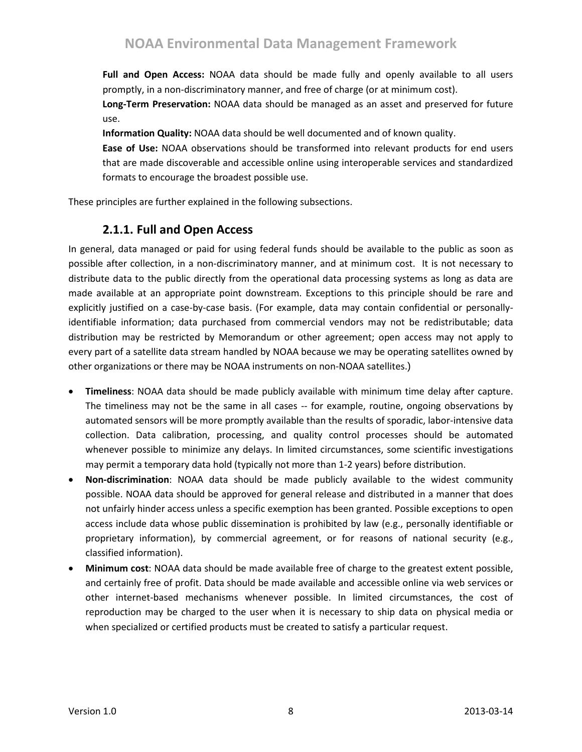**Full and Open Access:** NOAA data should be made fully and openly available to all users promptly, in a non-discriminatory manner, and free of charge (or at minimum cost).

**Long-Term Preservation:** NOAA data should be managed as an asset and preserved for future use.

**Information Quality:** NOAA data should be well documented and of known quality.

**Ease of Use:** NOAA observations should be transformed into relevant products for end users that are made discoverable and accessible online using interoperable services and standardized formats to encourage the broadest possible use.

These principles are further explained in the following subsections.

### 2.1.1. Full and Open Access

In general, data managed or paid for using federal funds should be available to the public as soon as possible after collection, in a non-discriminatory manner, and at minimum cost. It is not necessary to distribute data to the public directly from the operational data processing systems as long as data are made available at an appropriate point downstream. Exceptions to this principle should be rare and explicitly justified on a case-by-case basis. (For example, data may contain confidential or personally-identifiable information; data purchased from commercial vendors may not be redistributable; data distribution may be restricted by Memorandum or other agreement; open access may not apply to every part of a satellite data stream handled by NOAA because we may be operating satellites owned by other organizations or there may be NOAA instruments on non-NOAA satellites.)

- **Timeliness**: NOAA data should be made publicly available with minimum time delay after capture. The timeliness may not be the same in all cases -- for example, routine, ongoing observations by automated sensors will be more promptly available than the results of sporadic, labor-intensive data collection. Data calibration, processing, and quality control processes should be automated whenever possible to minimize any delays. In limited circumstances, some scientific investigations may permit a temporary data hold (typically not more than 1-2 years) before distribution.
- **Non-discrimination**: NOAA data should be made publicly available to the widest community possible. NOAA data should be approved for general release and distributed in a manner that does not unfairly hinder access unless a specific exemption has been granted. Possible exceptions to open access include data whose public dissemination is prohibited by law (e.g., personally identifiable or proprietary information), by commercial agreement, or for reasons of national security (e.g., classified information).
- **Minimum cost**: NOAA data should be made available free of charge to the greatest extent possible, and certainly free of profit. Data should be made available and accessible online via web services or other internet-based mechanisms whenever possible. In limited circumstances, the cost of reproduction may be charged to the user when it is necessary to ship data on physical media or when specialized or certified products must be created to satisfy a particular request.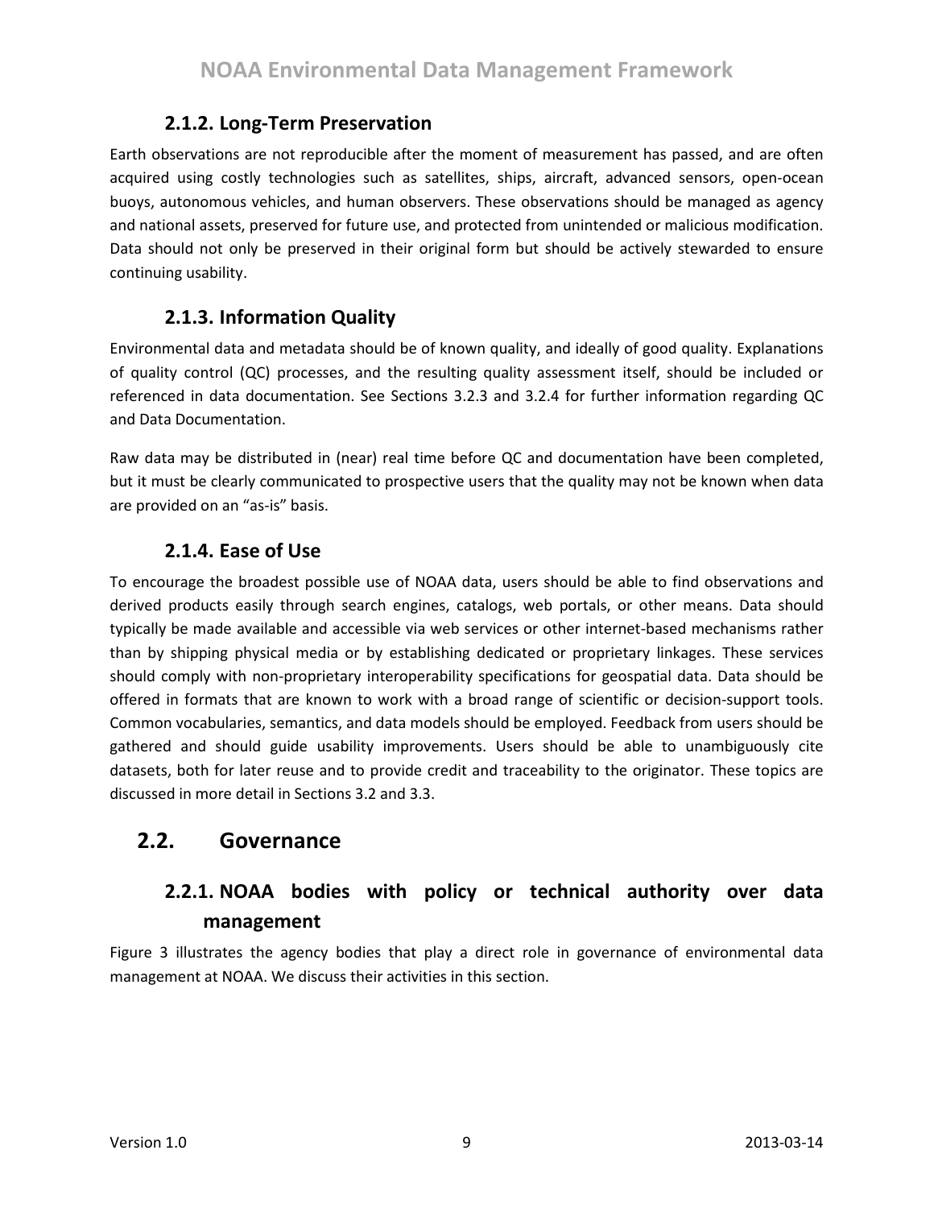### 2.1.2. Long-Term Preservation

Earth observations are not reproducible after the moment of measurement has passed, and are often acquired using costly technologies such as satellites, ships, aircraft, advanced sensors, open-ocean buoys, autonomous vehicles, and human observers. These observations should be managed as agency and national assets, preserved for future use, and protected from unintended or malicious modification. Data should not only be preserved in their original form but should be actively stewarded to ensure continuing usability.

### 2.1.3. Information Quality

Environmental data and metadata should be of known quality, and ideally of good quality. Explanations of quality control (QC) processes, and the resulting quality assessment itself, should be included or referenced in data documentation. See Sections 3.2.3 and 3.2.4 for further information regarding QC and Data Documentation.

Raw data may be distributed in (near) real time before QC and documentation have been completed, but it must be clearly communicated to prospective users that the quality may not be known when data are provided on an "as-is" basis.

### 2.1.4. Ease of Use

To encourage the broadest possible use of NOAA data, users should be able to find observations and derived products easily through search engines, catalogs, web portals, or other means. Data should typically be made available and accessible via web services or other internet-based mechanisms rather than by shipping physical media or by establishing dedicated or proprietary linkages. These services should comply with non-proprietary interoperability specifications for geospatial data. Data should be offered in formats that are known to work with a broad range of scientific or decision-support tools. Common vocabularies, semantics, and data models should be employed. Feedback from users should be gathered and should guide usability improvements. Users should be able to unambiguously cite datasets, both for later reuse and to provide credit and traceability to the originator. These topics are discussed in more detail in Sections 3.2 and 3.3.

## 2.2. Governance

### 2.2.1. NOAA bodies with policy or technical authority over data management

Figure 3 illustrates the agency bodies that play a direct role in governance of environmental data management at NOAA. We discuss their activities in this section.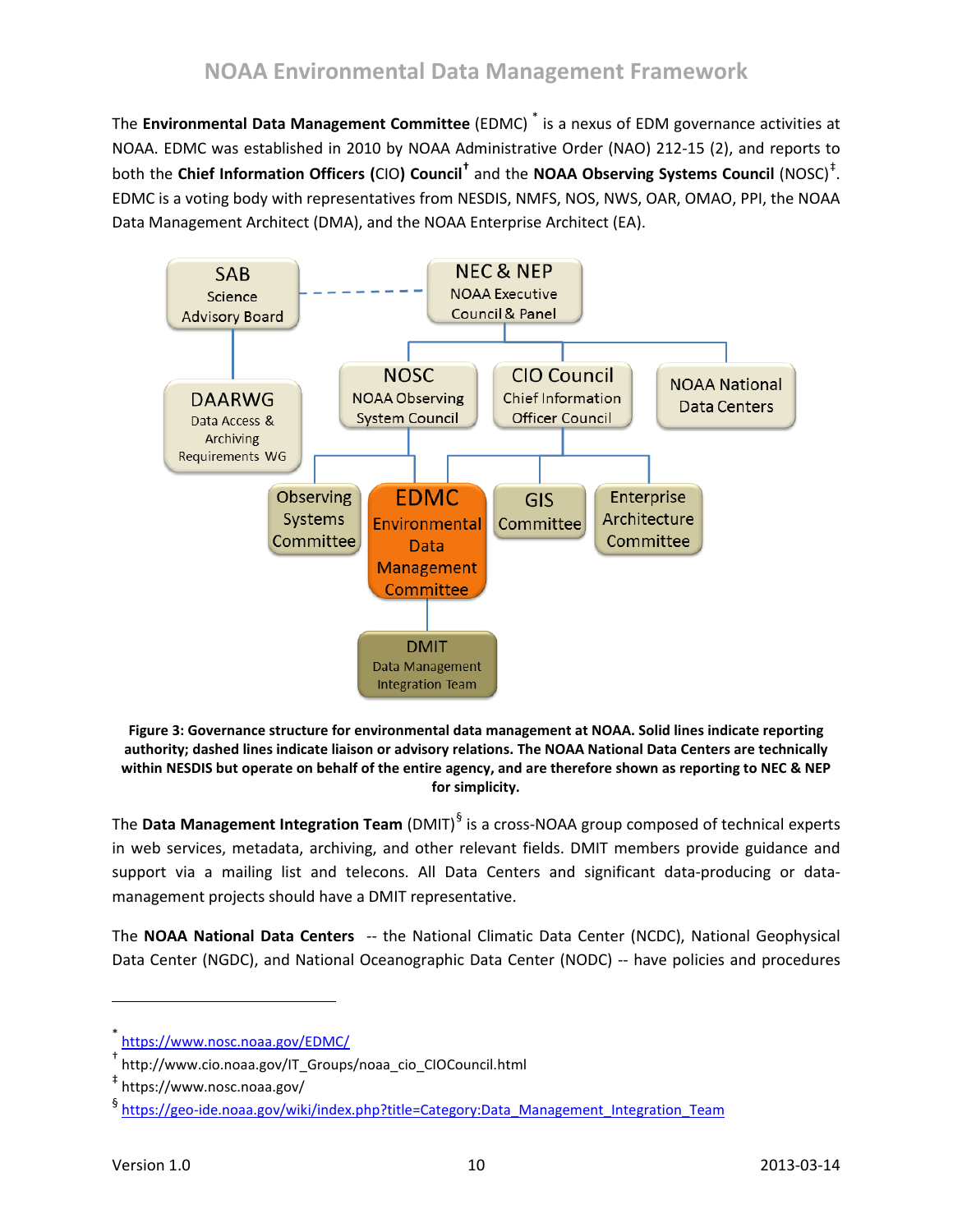The **Environmental Data Management Committee** (EDMC) [*] is a nexus of EDM governance activities at NOAA. EDMC was established in 2010 by NOAA Administrative Order (NAO) 212-15 (2), and reports to both the **Chief Information Officers (**CIO**) Council**[†] and the **NOAA Observing Systems Council** (NOSC)[‡]. EDMC is a voting body with representatives from NESDIS, NMFS, NOS, NWS, OAR, OMAO, PPI, the NOAA Data Management Architect (DMA), and the NOAA Enterprise Architect (EA).

**Figure 3: Governance structure for environmental data management at NOAA. Solid lines indicate reporting authority; dashed lines indicate liaison or advisory relations. The NOAA National Data Centers are technically within NESDIS but operate on behalf of the entire agency, and are therefore shown as reporting to NEC & NEP for simplicity.**

The **Data Management Integration Team** (DMIT)[§] is a cross-NOAA group composed of technical experts in web services, metadata, archiving, and other relevant fields. DMIT members provide guidance and support via a mailing list and telecons. All Data Centers and significant data-producing or data-management projects should have a DMIT representative.

The **NOAA National Data Centers** -- the National Climatic Data Center (NCDC), National Geophysical Data Center (NGDC), and National Oceanographic Data Center (NODC) -- have policies and procedures

---

[*] https://www.nosc.noaa.gov/EDMC/

[†] http://www.cio.noaa.gov/IT_Groups/noaa_cio_CIOCouncil.html

[‡] https://www.nosc.noaa.gov/

[§] https://geo-ide.noaa.gov/wiki/index.php?title=Category:Data_Management_Integration_Team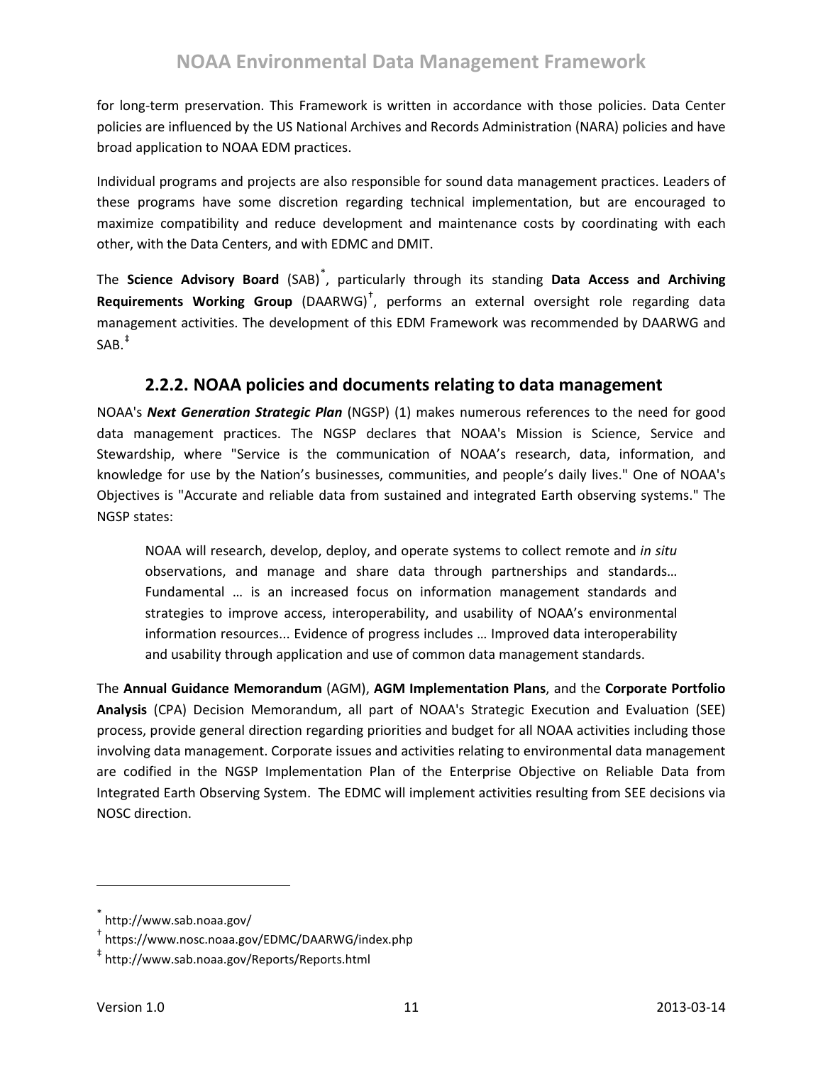for long-term preservation. This Framework is written in accordance with those policies. Data Center policies are influenced by the US National Archives and Records Administration (NARA) policies and have broad application to NOAA EDM practices.

Individual programs and projects are also responsible for sound data management practices. Leaders of these programs have some discretion regarding technical implementation, but are encouraged to maximize compatibility and reduce development and maintenance costs by coordinating with each other, with the Data Centers, and with EDMC and DMIT.

The **Science Advisory Board** (SAB)[*], particularly through its standing **Data Access and Archiving Requirements Working Group** (DAARWG)[†], performs an external oversight role regarding data management activities. The development of this EDM Framework was recommended by DAARWG and SAB.[‡]

### 2.2.2. NOAA policies and documents relating to data management

NOAA's ***Next Generation Strategic Plan*** (NGSP) (1) makes numerous references to the need for good data management practices. The NGSP declares that NOAA's Mission is Science, Service and Stewardship, where "Service is the communication of NOAA's research, data, information, and knowledge for use by the Nation's businesses, communities, and people's daily lives." One of NOAA's Objectives is "Accurate and reliable data from sustained and integrated Earth observing systems." The NGSP states:

> NOAA will research, develop, deploy, and operate systems to collect remote and *in situ* observations, and manage and share data through partnerships and standards… Fundamental … is an increased focus on information management standards and strategies to improve access, interoperability, and usability of NOAA's environmental information resources... Evidence of progress includes … Improved data interoperability and usability through application and use of common data management standards.

The **Annual Guidance Memorandum** (AGM), **AGM Implementation Plans**, and the **Corporate Portfolio Analysis** (CPA) Decision Memorandum, all part of NOAA's Strategic Execution and Evaluation (SEE) process, provide general direction regarding priorities and budget for all NOAA activities including those involving data management. Corporate issues and activities relating to environmental data management are codified in the NGSP Implementation Plan of the Enterprise Objective on Reliable Data from Integrated Earth Observing System. The EDMC will implement activities resulting from SEE decisions via NOSC direction.

---

[*] http://www.sab.noaa.gov/

[†] https://www.nosc.noaa.gov/EDMC/DAARWG/index.php

[‡] http://www.sab.noaa.gov/Reports/Reports.html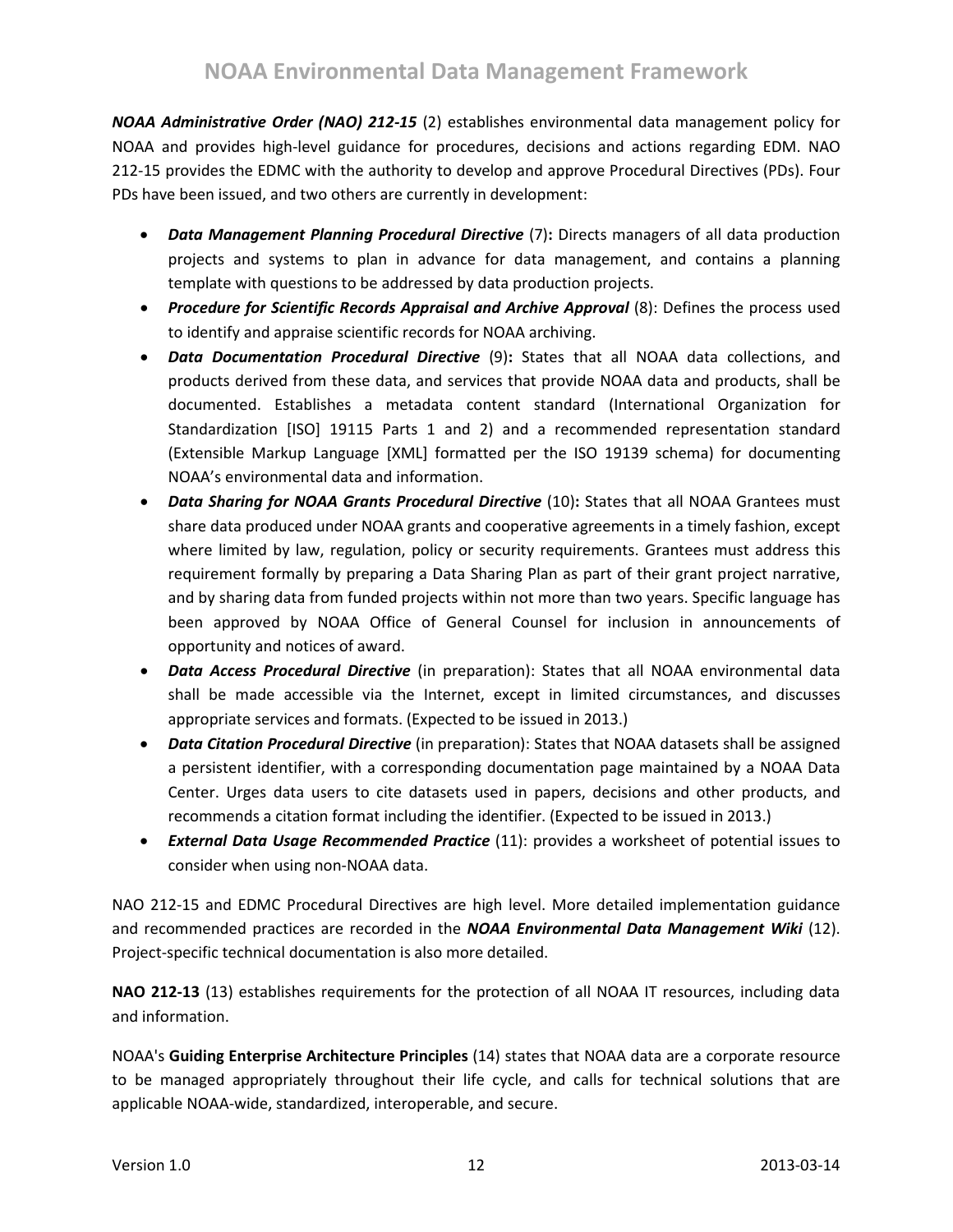***NOAA Administrative Order (NAO) 212-15*** (2) establishes environmental data management policy for NOAA and provides high-level guidance for procedures, decisions and actions regarding EDM. NAO 212-15 provides the EDMC with the authority to develop and approve Procedural Directives (PDs). Four PDs have been issued, and two others are currently in development:

- ***Data Management Planning Procedural Directive*** (7)**:** Directs managers of all data production projects and systems to plan in advance for data management, and contains a planning template with questions to be addressed by data production projects.
- ***Procedure for Scientific Records Appraisal and Archive Approval*** (8): Defines the process used to identify and appraise scientific records for NOAA archiving.
- ***Data Documentation Procedural Directive*** (9)**:** States that all NOAA data collections, and products derived from these data, and services that provide NOAA data and products, shall be documented. Establishes a metadata content standard (International Organization for Standardization [ISO] 19115 Parts 1 and 2) and a recommended representation standard (Extensible Markup Language [XML] formatted per the ISO 19139 schema) for documenting NOAA's environmental data and information.
- ***Data Sharing for NOAA Grants Procedural Directive*** (10)**:** States that all NOAA Grantees must share data produced under NOAA grants and cooperative agreements in a timely fashion, except where limited by law, regulation, policy or security requirements. Grantees must address this requirement formally by preparing a Data Sharing Plan as part of their grant project narrative, and by sharing data from funded projects within not more than two years. Specific language has been approved by NOAA Office of General Counsel for inclusion in announcements of opportunity and notices of award.
- ***Data Access Procedural Directive*** (in preparation): States that all NOAA environmental data shall be made accessible via the Internet, except in limited circumstances, and discusses appropriate services and formats. (Expected to be issued in 2013.)
- ***Data Citation Procedural Directive*** (in preparation): States that NOAA datasets shall be assigned a persistent identifier, with a corresponding documentation page maintained by a NOAA Data Center. Urges data users to cite datasets used in papers, decisions and other products, and recommends a citation format including the identifier. (Expected to be issued in 2013.)
- ***External Data Usage Recommended Practice*** (11): provides a worksheet of potential issues to consider when using non-NOAA data.

NAO 212-15 and EDMC Procedural Directives are high level. More detailed implementation guidance and recommended practices are recorded in the ***NOAA Environmental Data Management Wiki*** (12). Project-specific technical documentation is also more detailed.

**NAO 212-13** (13) establishes requirements for the protection of all NOAA IT resources, including data and information.

NOAA's **Guiding Enterprise Architecture Principles** (14) states that NOAA data are a corporate resource to be managed appropriately throughout their life cycle, and calls for technical solutions that are applicable NOAA-wide, standardized, interoperable, and secure.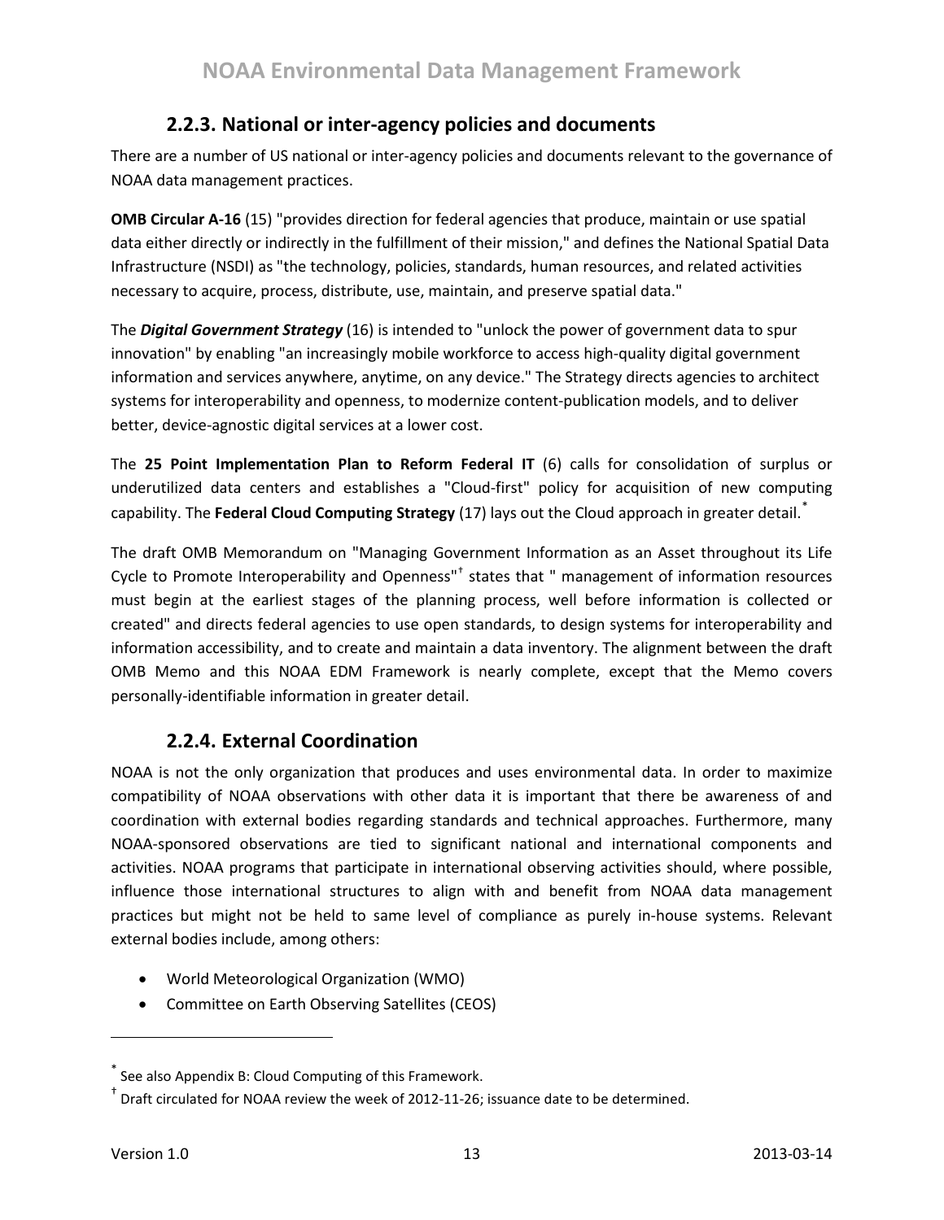### 2.2.3. National or inter-agency policies and documents

There are a number of US national or inter-agency policies and documents relevant to the governance of NOAA data management practices.

**OMB Circular A-16** (15) "provides direction for federal agencies that produce, maintain or use spatial data either directly or indirectly in the fulfillment of their mission," and defines the National Spatial Data Infrastructure (NSDI) as "the technology, policies, standards, human resources, and related activities necessary to acquire, process, distribute, use, maintain, and preserve spatial data."

The ***Digital Government Strategy*** (16) is intended to "unlock the power of government data to spur innovation" by enabling "an increasingly mobile workforce to access high-quality digital government information and services anywhere, anytime, on any device." The Strategy directs agencies to architect systems for interoperability and openness, to modernize content-publication models, and to deliver better, device-agnostic digital services at a lower cost.

The **25 Point Implementation Plan to Reform Federal IT** (6) calls for consolidation of surplus or underutilized data centers and establishes a "Cloud-first" policy for acquisition of new computing capability. The **Federal Cloud Computing Strategy** (17) lays out the Cloud approach in greater detail.[*]

The draft OMB Memorandum on "Managing Government Information as an Asset throughout its Life Cycle to Promote Interoperability and Openness"[†] states that " management of information resources must begin at the earliest stages of the planning process, well before information is collected or created" and directs federal agencies to use open standards, to design systems for interoperability and information accessibility, and to create and maintain a data inventory. The alignment between the draft OMB Memo and this NOAA EDM Framework is nearly complete, except that the Memo covers personally-identifiable information in greater detail.

### 2.2.4. External Coordination

NOAA is not the only organization that produces and uses environmental data. In order to maximize compatibility of NOAA observations with other data it is important that there be awareness of and coordination with external bodies regarding standards and technical approaches. Furthermore, many NOAA-sponsored observations are tied to significant national and international components and activities. NOAA programs that participate in international observing activities should, where possible, influence those international structures to align with and benefit from NOAA data management practices but might not be held to same level of compliance as purely in-house systems. Relevant external bodies include, among others:

- World Meteorological Organization (WMO)
- Committee on Earth Observing Satellites (CEOS)

---

[*] See also Appendix B: Cloud Computing of this Framework.

[†] Draft circulated for NOAA review the week of 2012-11-26; issuance date to be determined.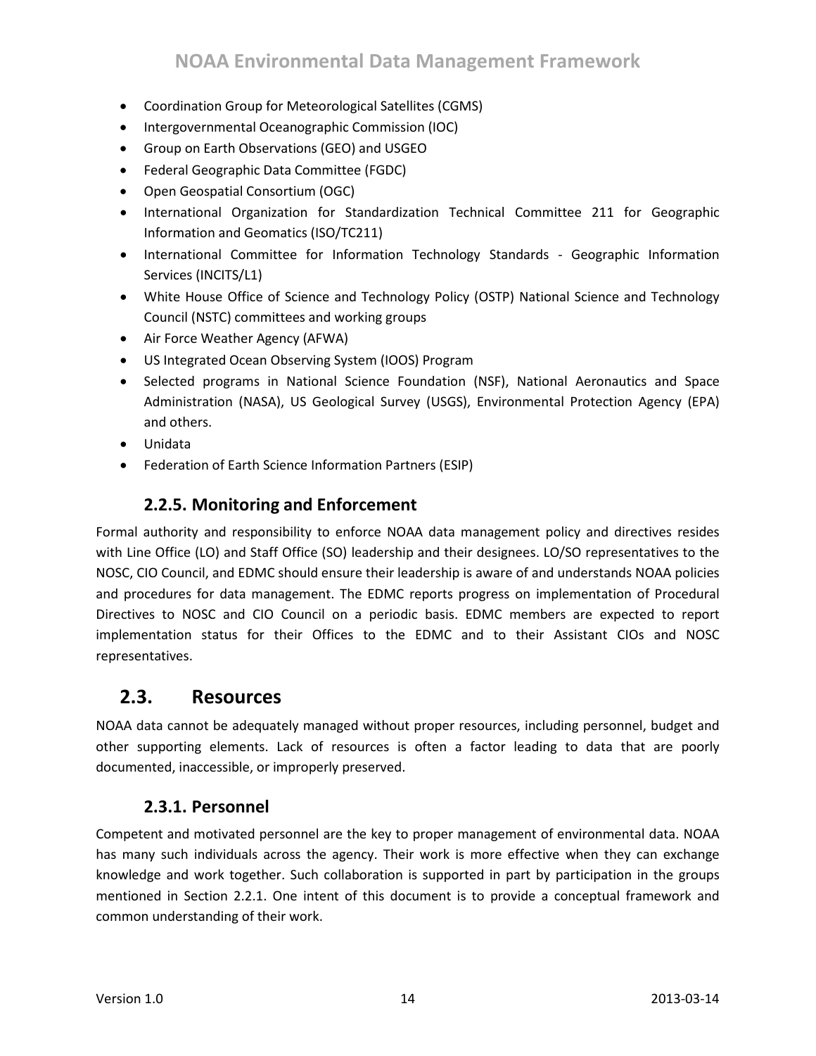- Coordination Group for Meteorological Satellites (CGMS)
- Intergovernmental Oceanographic Commission (IOC)
- Group on Earth Observations (GEO) and USGEO
- Federal Geographic Data Committee (FGDC)
- Open Geospatial Consortium (OGC)
- International Organization for Standardization Technical Committee 211 for Geographic Information and Geomatics (ISO/TC211)
- International Committee for Information Technology Standards - Geographic Information Services (INCITS/L1)
- White House Office of Science and Technology Policy (OSTP) National Science and Technology Council (NSTC) committees and working groups
- Air Force Weather Agency (AFWA)
- US Integrated Ocean Observing System (IOOS) Program
- Selected programs in National Science Foundation (NSF), National Aeronautics and Space Administration (NASA), US Geological Survey (USGS), Environmental Protection Agency (EPA) and others.
- Unidata
- Federation of Earth Science Information Partners (ESIP)

### 2.2.5. Monitoring and Enforcement

Formal authority and responsibility to enforce NOAA data management policy and directives resides with Line Office (LO) and Staff Office (SO) leadership and their designees. LO/SO representatives to the NOSC, CIO Council, and EDMC should ensure their leadership is aware of and understands NOAA policies and procedures for data management. The EDMC reports progress on implementation of Procedural Directives to NOSC and CIO Council on a periodic basis. EDMC members are expected to report implementation status for their Offices to the EDMC and to their Assistant CIOs and NOSC representatives.

## 2.3. Resources

NOAA data cannot be adequately managed without proper resources, including personnel, budget and other supporting elements. Lack of resources is often a factor leading to data that are poorly documented, inaccessible, or improperly preserved.

### 2.3.1. Personnel

Competent and motivated personnel are the key to proper management of environmental data. NOAA has many such individuals across the agency. Their work is more effective when they can exchange knowledge and work together. Such collaboration is supported in part by participation in the groups mentioned in Section 2.2.1. One intent of this document is to provide a conceptual framework and common understanding of their work.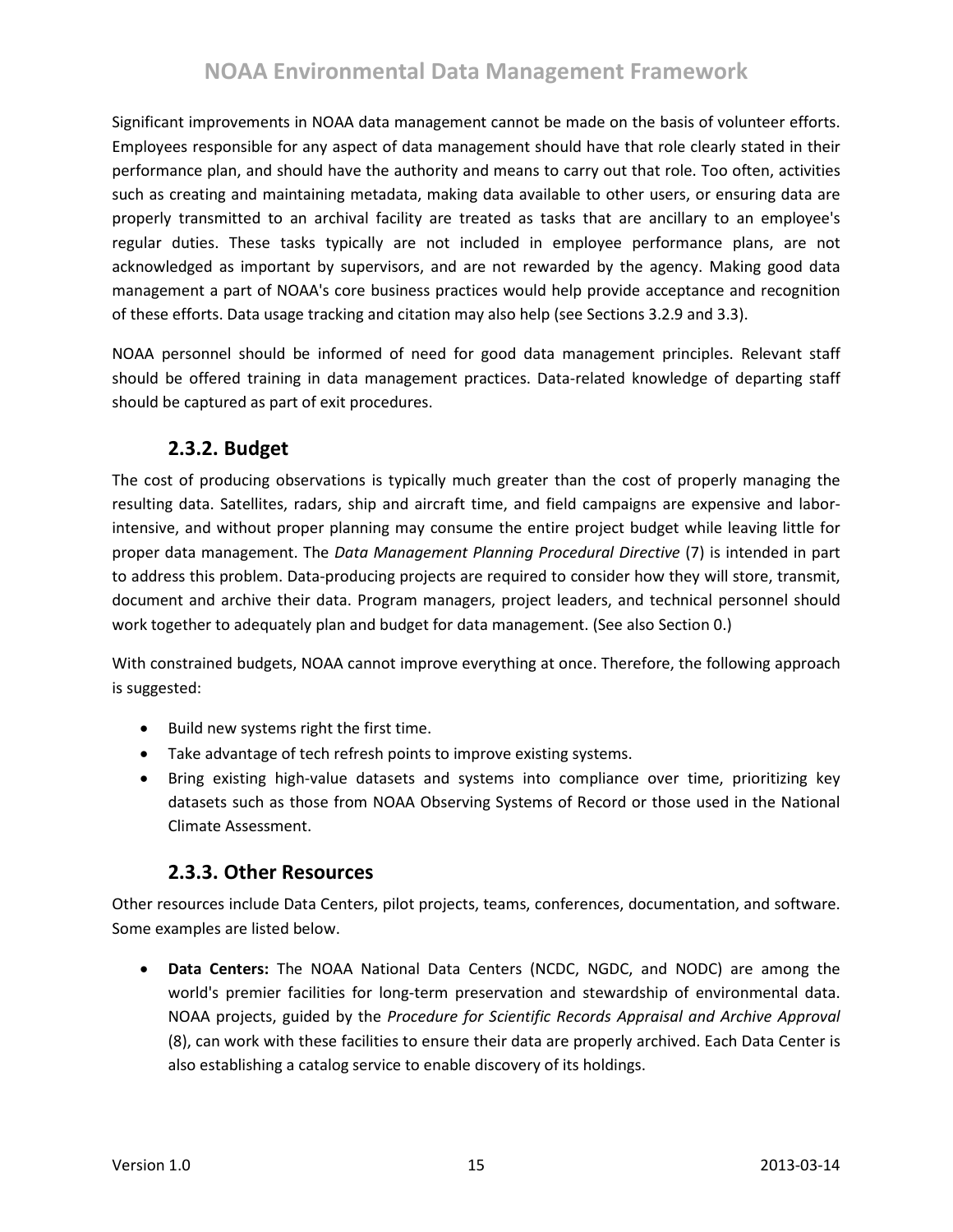Significant improvements in NOAA data management cannot be made on the basis of volunteer efforts. Employees responsible for any aspect of data management should have that role clearly stated in their performance plan, and should have the authority and means to carry out that role. Too often, activities such as creating and maintaining metadata, making data available to other users, or ensuring data are properly transmitted to an archival facility are treated as tasks that are ancillary to an employee's regular duties. These tasks typically are not included in employee performance plans, are not acknowledged as important by supervisors, and are not rewarded by the agency. Making good data management a part of NOAA's core business practices would help provide acceptance and recognition of these efforts. Data usage tracking and citation may also help (see Sections 3.2.9 and 3.3).

NOAA personnel should be informed of need for good data management principles. Relevant staff should be offered training in data management practices. Data-related knowledge of departing staff should be captured as part of exit procedures.

### 2.3.2. Budget

The cost of producing observations is typically much greater than the cost of properly managing the resulting data. Satellites, radars, ship and aircraft time, and field campaigns are expensive and labor-intensive, and without proper planning may consume the entire project budget while leaving little for proper data management. The *Data Management Planning Procedural Directive* (7) is intended in part to address this problem. Data-producing projects are required to consider how they will store, transmit, document and archive their data. Program managers, project leaders, and technical personnel should work together to adequately plan and budget for data management. (See also Section 0.)

With constrained budgets, NOAA cannot improve everything at once. Therefore, the following approach is suggested:

- Build new systems right the first time.
- Take advantage of tech refresh points to improve existing systems.
- Bring existing high-value datasets and systems into compliance over time, prioritizing key datasets such as those from NOAA Observing Systems of Record or those used in the National Climate Assessment.

### 2.3.3. Other Resources

Other resources include Data Centers, pilot projects, teams, conferences, documentation, and software. Some examples are listed below.

- **Data Centers:** The NOAA National Data Centers (NCDC, NGDC, and NODC) are among the world's premier facilities for long-term preservation and stewardship of environmental data. NOAA projects, guided by the *Procedure for Scientific Records Appraisal and Archive Approval* (8), can work with these facilities to ensure their data are properly archived. Each Data Center is also establishing a catalog service to enable discovery of its holdings.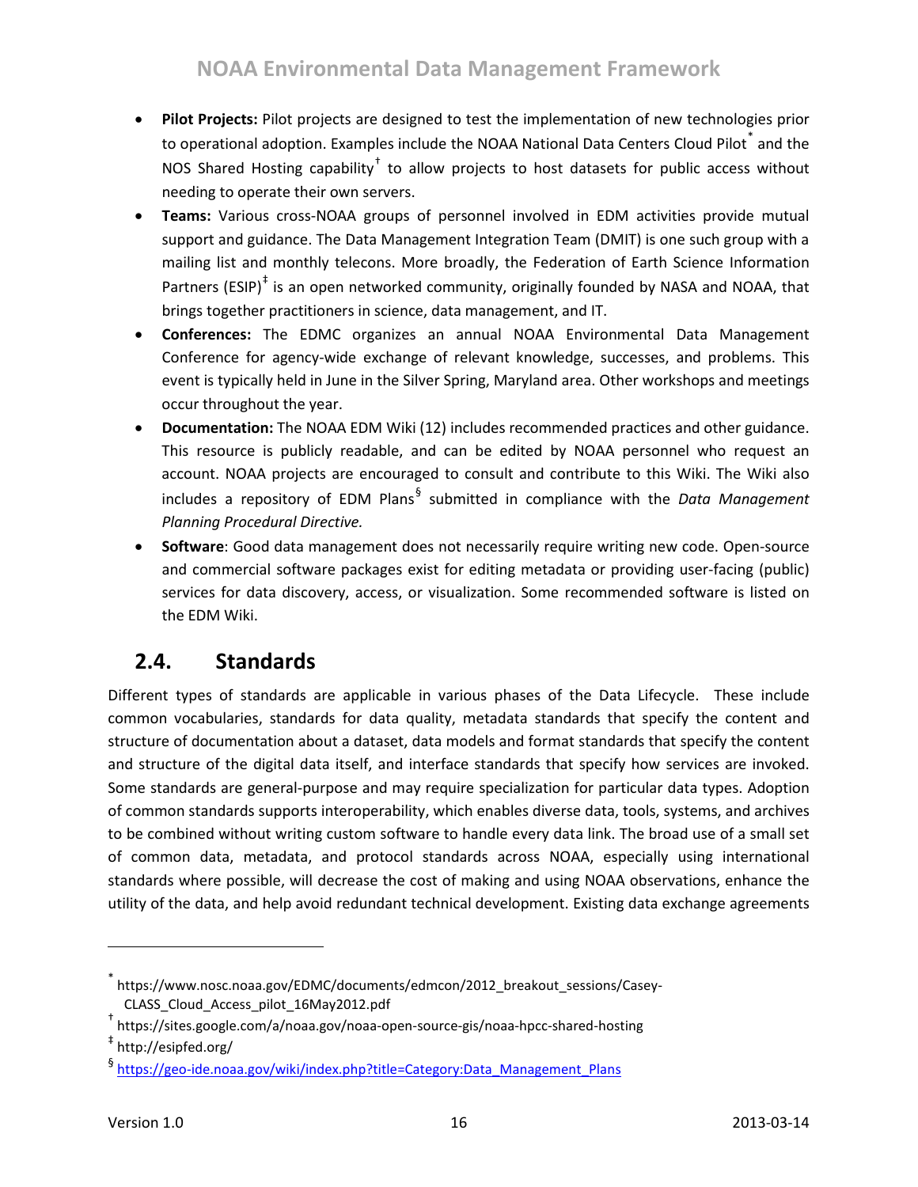- **Pilot Projects:** Pilot projects are designed to test the implementation of new technologies prior to operational adoption. Examples include the NOAA National Data Centers Cloud Pilot[*] and the NOS Shared Hosting capability[†] to allow projects to host datasets for public access without needing to operate their own servers.
- **Teams:** Various cross-NOAA groups of personnel involved in EDM activities provide mutual support and guidance. The Data Management Integration Team (DMIT) is one such group with a mailing list and monthly telecons. More broadly, the Federation of Earth Science Information Partners (ESIP)[‡] is an open networked community, originally founded by NASA and NOAA, that brings together practitioners in science, data management, and IT.
- **Conferences:** The EDMC organizes an annual NOAA Environmental Data Management Conference for agency-wide exchange of relevant knowledge, successes, and problems. This event is typically held in June in the Silver Spring, Maryland area. Other workshops and meetings occur throughout the year.
- **Documentation:** The NOAA EDM Wiki (12) includes recommended practices and other guidance. This resource is publicly readable, and can be edited by NOAA personnel who request an account. NOAA projects are encouraged to consult and contribute to this Wiki. The Wiki also includes a repository of EDM Plans[§] submitted in compliance with the *Data Management Planning Procedural Directive.*
- **Software**: Good data management does not necessarily require writing new code. Open-source and commercial software packages exist for editing metadata or providing user-facing (public) services for data discovery, access, or visualization. Some recommended software is listed on the EDM Wiki.

## 2.4. Standards

Different types of standards are applicable in various phases of the Data Lifecycle. These include common vocabularies, standards for data quality, metadata standards that specify the content and structure of documentation about a dataset, data models and format standards that specify the content and structure of the digital data itself, and interface standards that specify how services are invoked. Some standards are general-purpose and may require specialization for particular data types. Adoption of common standards supports interoperability, which enables diverse data, tools, systems, and archives to be combined without writing custom software to handle every data link. The broad use of a small set of common data, metadata, and protocol standards across NOAA, especially using international standards where possible, will decrease the cost of making and using NOAA observations, enhance the utility of the data, and help avoid redundant technical development. Existing data exchange agreements

---

[*] https://www.nosc.noaa.gov/EDMC/documents/edmcon/2012_breakout_sessions/Casey-CLASS_Cloud_Access_pilot_16May2012.pdf

[†] https://sites.google.com/a/noaa.gov/noaa-open-source-gis/noaa-hpcc-shared-hosting

[‡] http://esipfed.org/

[§] https://geo-ide.noaa.gov/wiki/index.php?title=Category:Data_Management_Plans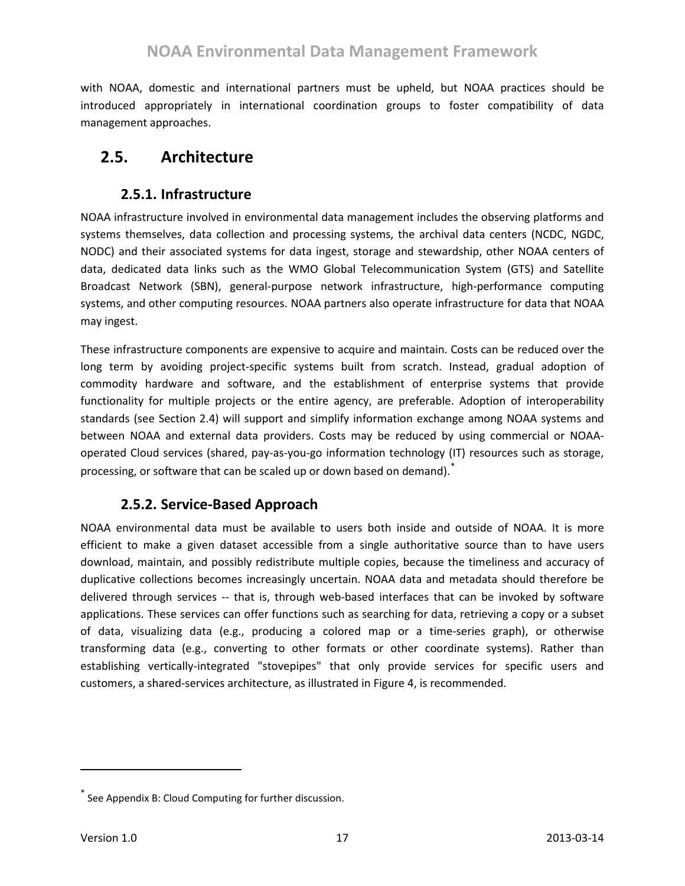with NOAA, domestic and international partners must be upheld, but NOAA practices should be introduced appropriately in international coordination groups to foster compatibility of data management approaches.

## 2.5. Architecture

### 2.5.1. Infrastructure

NOAA infrastructure involved in environmental data management includes the observing platforms and systems themselves, data collection and processing systems, the archival data centers (NCDC, NGDC, NODC) and their associated systems for data ingest, storage and stewardship, other NOAA centers of data, dedicated data links such as the WMO Global Telecommunication System (GTS) and Satellite Broadcast Network (SBN), general-purpose network infrastructure, high-performance computing systems, and other computing resources. NOAA partners also operate infrastructure for data that NOAA may ingest.

These infrastructure components are expensive to acquire and maintain. Costs can be reduced over the long term by avoiding project-specific systems built from scratch. Instead, gradual adoption of commodity hardware and software, and the establishment of enterprise systems that provide functionality for multiple projects or the entire agency, are preferable. Adoption of interoperability standards (see Section 2.4) will support and simplify information exchange among NOAA systems and between NOAA and external data providers. Costs may be reduced by using commercial or NOAA-operated Cloud services (shared, pay-as-you-go information technology (IT) resources such as storage, processing, or software that can be scaled up or down based on demand).[*]

### 2.5.2. Service-Based Approach

NOAA environmental data must be available to users both inside and outside of NOAA. It is more efficient to make a given dataset accessible from a single authoritative source than to have users download, maintain, and possibly redistribute multiple copies, because the timeliness and accuracy of duplicative collections becomes increasingly uncertain. NOAA data and metadata should therefore be delivered through services -- that is, through web-based interfaces that can be invoked by software applications. These services can offer functions such as searching for data, retrieving a copy or a subset of data, visualizing data (e.g., producing a colored map or a time-series graph), or otherwise transforming data (e.g., converting to other formats or other coordinate systems). Rather than establishing vertically-integrated "stovepipes" that only provide services for specific users and customers, a shared-services architecture, as illustrated in Figure 4, is recommended.

---

[*] See Appendix B: Cloud Computing for further discussion.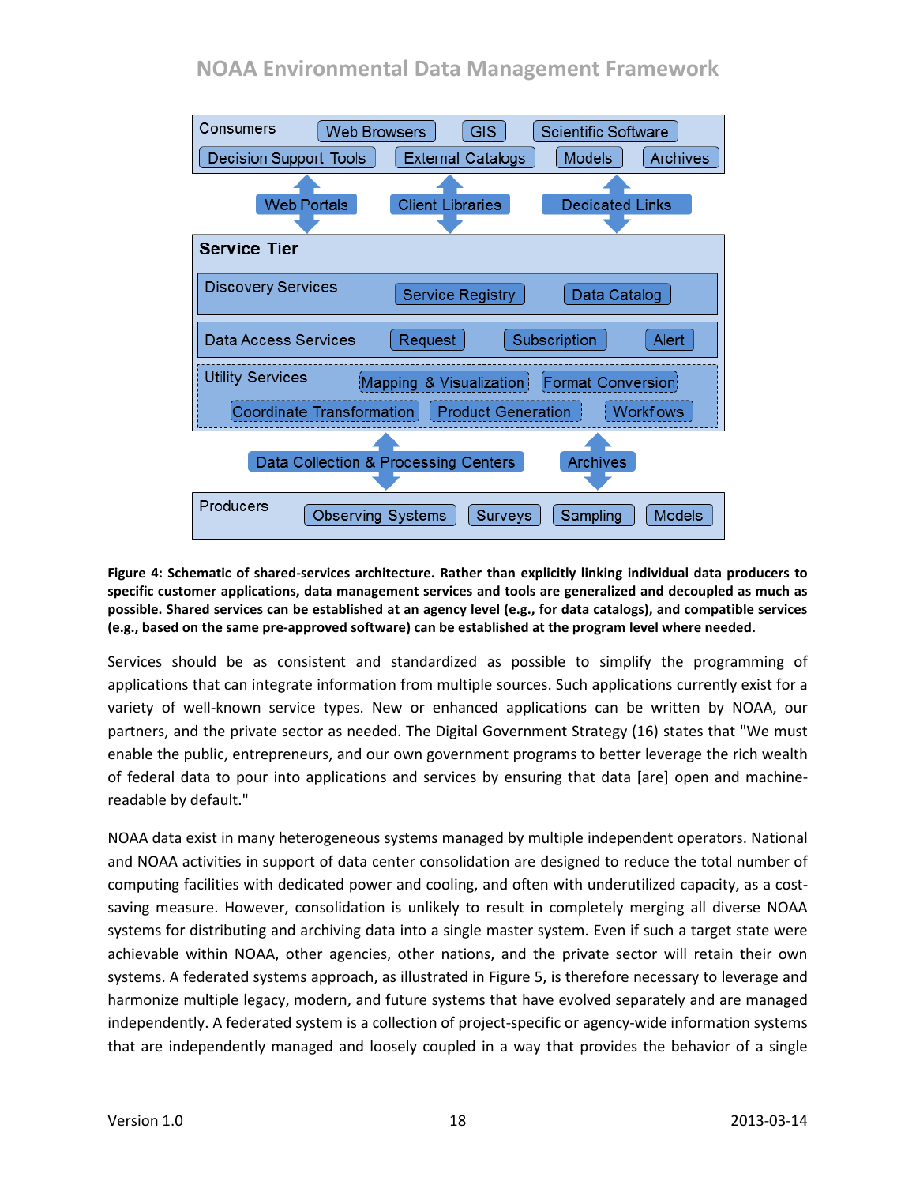**Figure 4: Schematic of shared-services architecture. Rather than explicitly linking individual data producers to specific customer applications, data management services and tools are generalized and decoupled as much as possible. Shared services can be established at an agency level (e.g., for data catalogs), and compatible services (e.g., based on the same pre-approved software) can be established at the program level where needed.**

Services should be as consistent and standardized as possible to simplify the programming of applications that can integrate information from multiple sources. Such applications currently exist for a variety of well-known service types. New or enhanced applications can be written by NOAA, our partners, and the private sector as needed. The Digital Government Strategy (16) states that "We must enable the public, entrepreneurs, and our own government programs to better leverage the rich wealth of federal data to pour into applications and services by ensuring that data [are] open and machine-readable by default."

NOAA data exist in many heterogeneous systems managed by multiple independent operators. National and NOAA activities in support of data center consolidation are designed to reduce the total number of computing facilities with dedicated power and cooling, and often with underutilized capacity, as a cost-saving measure. However, consolidation is unlikely to result in completely merging all diverse NOAA systems for distributing and archiving data into a single master system. Even if such a target state were achievable within NOAA, other agencies, other nations, and the private sector will retain their own systems. A federated systems approach, as illustrated in Figure 5, is therefore necessary to leverage and harmonize multiple legacy, modern, and future systems that have evolved separately and are managed independently. A federated system is a collection of project-specific or agency-wide information systems that are independently managed and loosely coupled in a way that provides the behavior of a single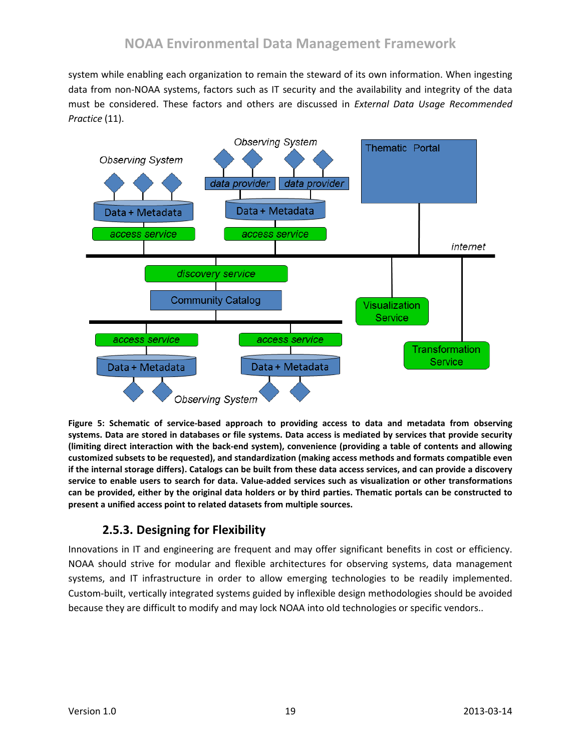system while enabling each organization to remain the steward of its own information. When ingesting data from non-NOAA systems, factors such as IT security and the availability and integrity of the data must be considered. These factors and others are discussed in *External Data Usage Recommended Practice* (11).

**Figure 5: Schematic of service-based approach to providing access to data and metadata from observing systems. Data are stored in databases or file systems. Data access is mediated by services that provide security (limiting direct interaction with the back-end system), convenience (providing a table of contents and allowing customized subsets to be requested), and standardization (making access methods and formats compatible even if the internal storage differs). Catalogs can be built from these data access services, and can provide a discovery service to enable users to search for data. Value-added services such as visualization or other transformations can be provided, either by the original data holders or by third parties. Thematic portals can be constructed to present a unified access point to related datasets from multiple sources.**

### 2.5.3. Designing for Flexibility

Innovations in IT and engineering are frequent and may offer significant benefits in cost or efficiency. NOAA should strive for modular and flexible architectures for observing systems, data management systems, and IT infrastructure in order to allow emerging technologies to be readily implemented. Custom-built, vertically integrated systems guided by inflexible design methodologies should be avoided because they are difficult to modify and may lock NOAA into old technologies or specific vendors..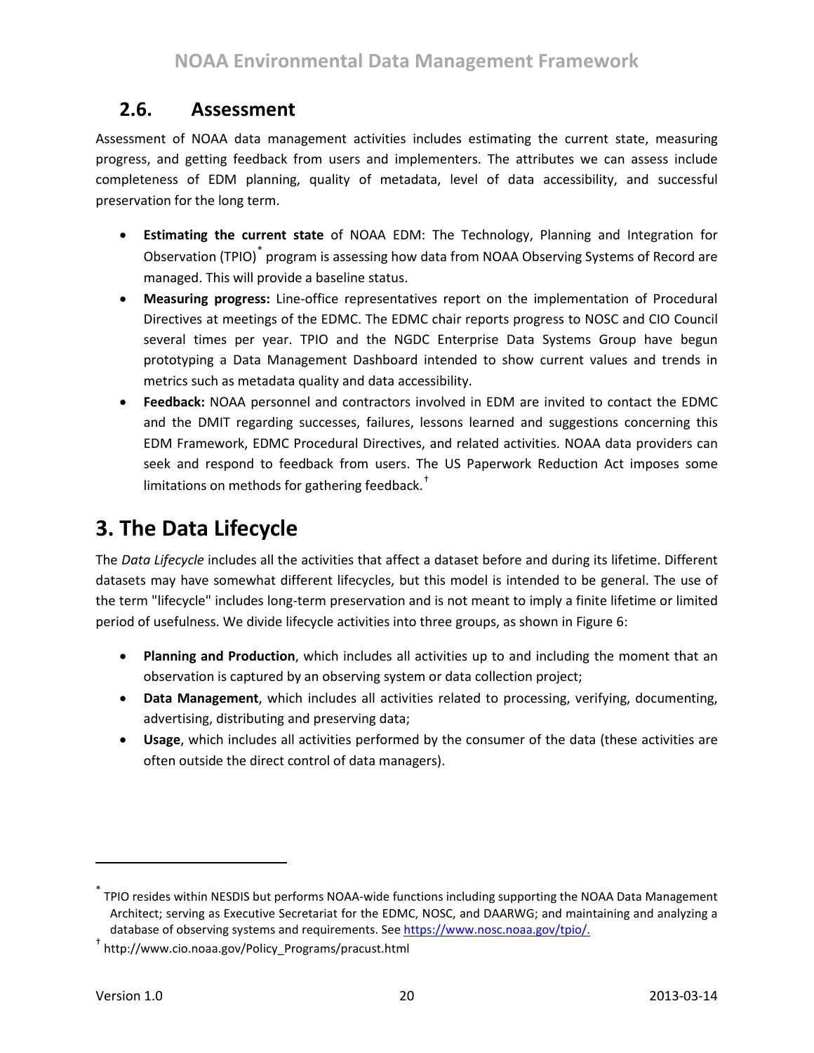## 2.6. Assessment

Assessment of NOAA data management activities includes estimating the current state, measuring progress, and getting feedback from users and implementers. The attributes we can assess include completeness of EDM planning, quality of metadata, level of data accessibility, and successful preservation for the long term.

- **Estimating the current state** of NOAA EDM: The Technology, Planning and Integration for Observation (TPIO)* program is assessing how data from NOAA Observing Systems of Record are managed. This will provide a baseline status.
- **Measuring progress:** Line-office representatives report on the implementation of Procedural Directives at meetings of the EDMC. The EDMC chair reports progress to NOSC and CIO Council several times per year. TPIO and the NGDC Enterprise Data Systems Group have begun prototyping a Data Management Dashboard intended to show current values and trends in metrics such as metadata quality and data accessibility.
- **Feedback:** NOAA personnel and contractors involved in EDM are invited to contact the EDMC and the DMIT regarding successes, failures, lessons learned and suggestions concerning this EDM Framework, EDMC Procedural Directives, and related activities. NOAA data providers can seek and respond to feedback from users. The US Paperwork Reduction Act imposes some limitations on methods for gathering feedback.†

# 3. The Data Lifecycle

The *Data Lifecycle* includes all the activities that affect a dataset before and during its lifetime. Different datasets may have somewhat different lifecycles, but this model is intended to be general. The use of the term "lifecycle" includes long-term preservation and is not meant to imply a finite lifetime or limited period of usefulness. We divide lifecycle activities into three groups, as shown in Figure 6:

- **Planning and Production**, which includes all activities up to and including the moment that an observation is captured by an observing system or data collection project;
- **Data Management**, which includes all activities related to processing, verifying, documenting, advertising, distributing and preserving data;
- **Usage**, which includes all activities performed by the consumer of the data (these activities are often outside the direct control of data managers).

---

* TPIO resides within NESDIS but performs NOAA-wide functions including supporting the NOAA Data Management Architect; serving as Executive Secretariat for the EDMC, NOSC, and DAARWG; and maintaining and analyzing a database of observing systems and requirements. See https://www.nosc.noaa.gov/tpio/.

† http://www.cio.noaa.gov/Policy_Programs/pracust.html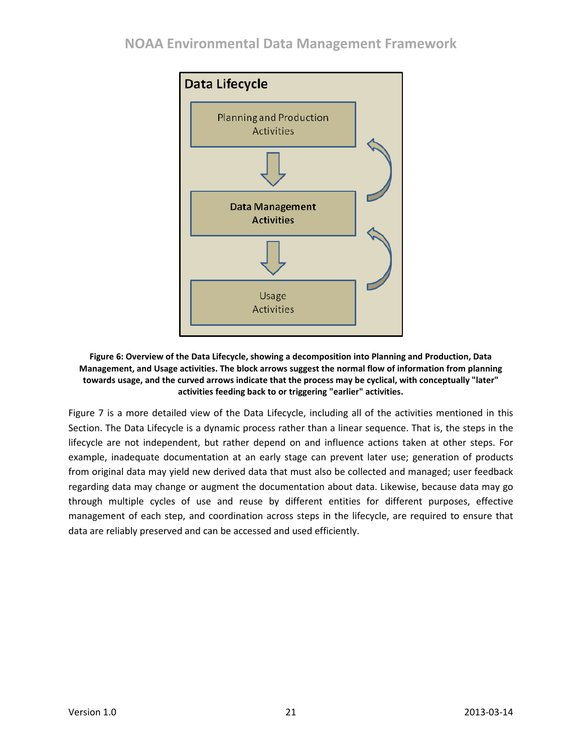Data Lifecycle

Planning and Production Activities

Data Management Activities

Usage Activities

**Figure 6: Overview of the Data Lifecycle, showing a decomposition into Planning and Production, Data Management, and Usage activities. The block arrows suggest the normal flow of information from planning towards usage, and the curved arrows indicate that the process may be cyclical, with conceptually "later" activities feeding back to or triggering "earlier" activities.**

Figure 7 is a more detailed view of the Data Lifecycle, including all of the activities mentioned in this Section. The Data Lifecycle is a dynamic process rather than a linear sequence. That is, the steps in the lifecycle are not independent, but rather depend on and influence actions taken at other steps. For example, inadequate documentation at an early stage can prevent later use; generation of products from original data may yield new derived data that must also be collected and managed; user feedback regarding data may change or augment the documentation about data. Likewise, because data may go through multiple cycles of use and reuse by different entities for different purposes, effective management of each step, and coordination across steps in the lifecycle, are required to ensure that data are reliably preserved and can be accessed and used efficiently.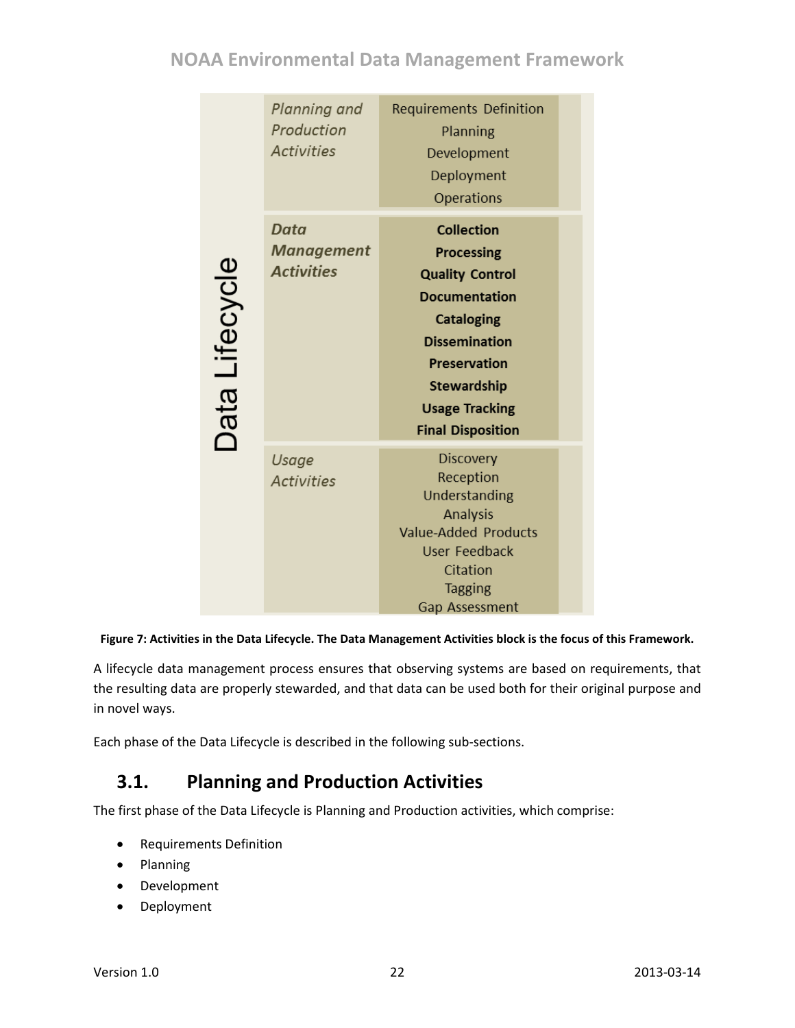| Data Lifecycle | | |
| --- | --- | --- |
| | *Planning and Production Activities* | Requirements Definition<br>Planning<br>Development<br>Deployment<br>Operations |
| | ***Data Management Activities*** | **Collection**<br>**Processing**<br>**Quality Control**<br>**Documentation**<br>**Cataloging**<br>**Dissemination**<br>**Preservation**<br>**Stewardship**<br>**Usage Tracking**<br>**Final Disposition** |
| | *Usage Activities* | Discovery<br>Reception<br>Understanding<br>Analysis<br>Value-Added Products<br>User Feedback<br>Citation<br>Tagging<br>Gap Assessment |

**Figure 7: Activities in the Data Lifecycle. The Data Management Activities block is the focus of this Framework.**

A lifecycle data management process ensures that observing systems are based on requirements, that the resulting data are properly stewarded, and that data can be used both for their original purpose and in novel ways.

Each phase of the Data Lifecycle is described in the following sub-sections.

## 3.1. Planning and Production Activities

The first phase of the Data Lifecycle is Planning and Production activities, which comprise:

- Requirements Definition
- Planning
- Development
- Deployment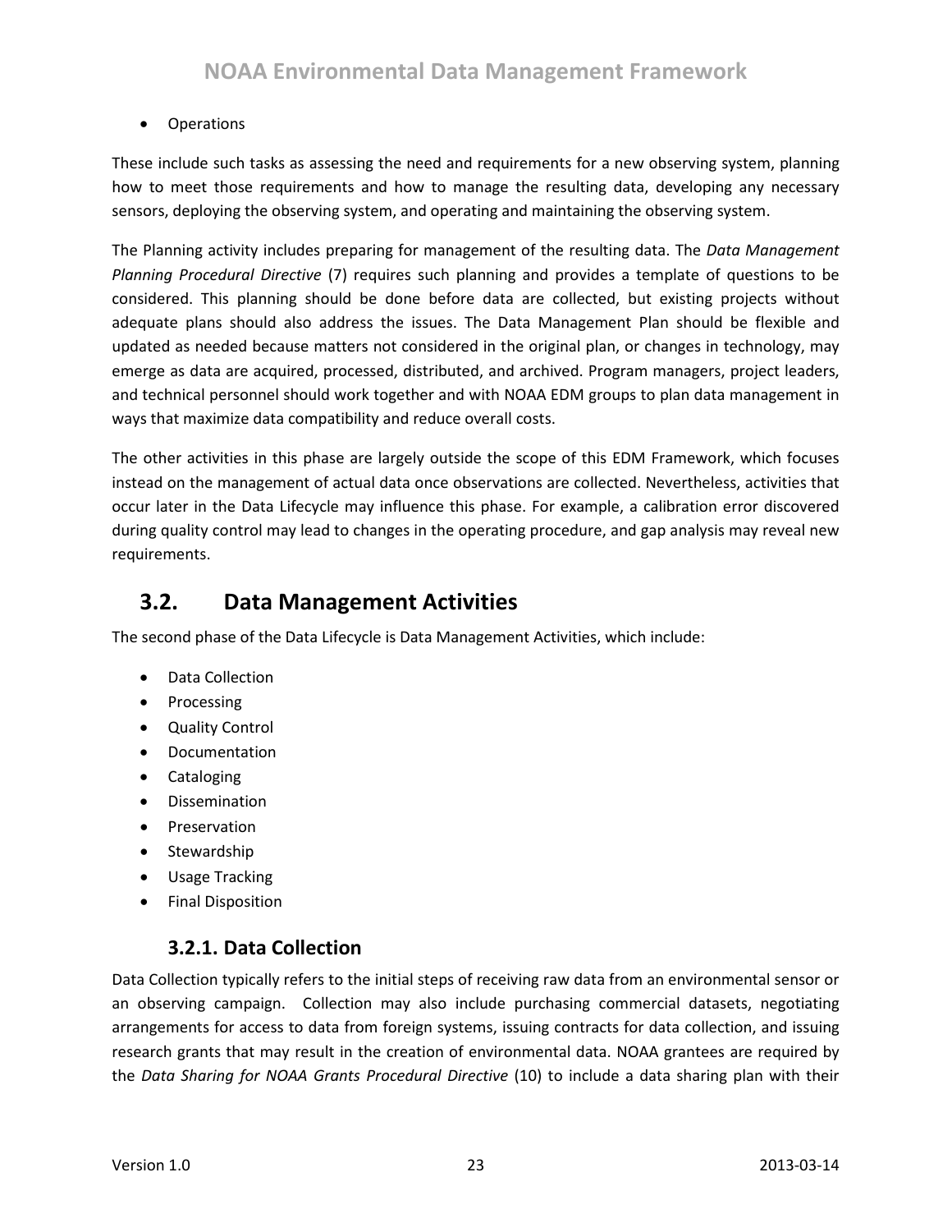- Operations

These include such tasks as assessing the need and requirements for a new observing system, planning how to meet those requirements and how to manage the resulting data, developing any necessary sensors, deploying the observing system, and operating and maintaining the observing system.

The Planning activity includes preparing for management of the resulting data. The *Data Management Planning Procedural Directive* (7) requires such planning and provides a template of questions to be considered. This planning should be done before data are collected, but existing projects without adequate plans should also address the issues. The Data Management Plan should be flexible and updated as needed because matters not considered in the original plan, or changes in technology, may emerge as data are acquired, processed, distributed, and archived. Program managers, project leaders, and technical personnel should work together and with NOAA EDM groups to plan data management in ways that maximize data compatibility and reduce overall costs.

The other activities in this phase are largely outside the scope of this EDM Framework, which focuses instead on the management of actual data once observations are collected. Nevertheless, activities that occur later in the Data Lifecycle may influence this phase. For example, a calibration error discovered during quality control may lead to changes in the operating procedure, and gap analysis may reveal new requirements.

## 3.2. Data Management Activities

The second phase of the Data Lifecycle is Data Management Activities, which include:

- Data Collection
- Processing
- Quality Control
- Documentation
- Cataloging
- Dissemination
- Preservation
- Stewardship
- Usage Tracking
- Final Disposition

### 3.2.1. Data Collection

Data Collection typically refers to the initial steps of receiving raw data from an environmental sensor or an observing campaign. Collection may also include purchasing commercial datasets, negotiating arrangements for access to data from foreign systems, issuing contracts for data collection, and issuing research grants that may result in the creation of environmental data. NOAA grantees are required by the *Data Sharing for NOAA Grants Procedural Directive* (10) to include a data sharing plan with their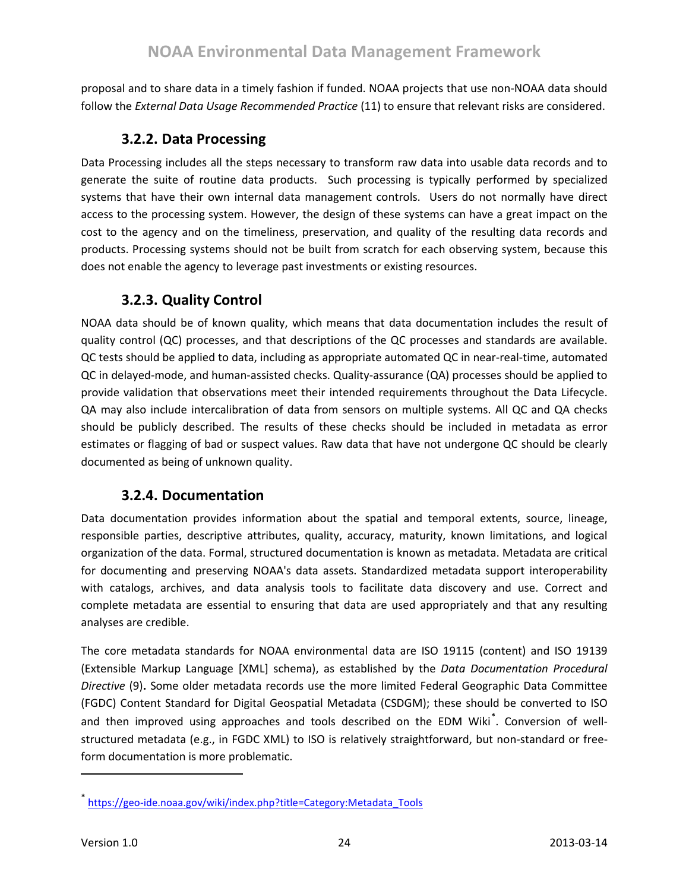proposal and to share data in a timely fashion if funded. NOAA projects that use non-NOAA data should follow the *External Data Usage Recommended Practice* (11) to ensure that relevant risks are considered.

### 3.2.2. Data Processing

Data Processing includes all the steps necessary to transform raw data into usable data records and to generate the suite of routine data products. Such processing is typically performed by specialized systems that have their own internal data management controls. Users do not normally have direct access to the processing system. However, the design of these systems can have a great impact on the cost to the agency and on the timeliness, preservation, and quality of the resulting data records and products. Processing systems should not be built from scratch for each observing system, because this does not enable the agency to leverage past investments or existing resources.

### 3.2.3. Quality Control

NOAA data should be of known quality, which means that data documentation includes the result of quality control (QC) processes, and that descriptions of the QC processes and standards are available. QC tests should be applied to data, including as appropriate automated QC in near-real-time, automated QC in delayed-mode, and human-assisted checks. Quality-assurance (QA) processes should be applied to provide validation that observations meet their intended requirements throughout the Data Lifecycle. QA may also include intercalibration of data from sensors on multiple systems. All QC and QA checks should be publicly described. The results of these checks should be included in metadata as error estimates or flagging of bad or suspect values. Raw data that have not undergone QC should be clearly documented as being of unknown quality.

### 3.2.4. Documentation

Data documentation provides information about the spatial and temporal extents, source, lineage, responsible parties, descriptive attributes, quality, accuracy, maturity, known limitations, and logical organization of the data. Formal, structured documentation is known as metadata. Metadata are critical for documenting and preserving NOAA's data assets. Standardized metadata support interoperability with catalogs, archives, and data analysis tools to facilitate data discovery and use. Correct and complete metadata are essential to ensuring that data are used appropriately and that any resulting analyses are credible.

The core metadata standards for NOAA environmental data are ISO 19115 (content) and ISO 19139 (Extensible Markup Language [XML] schema), as established by the *Data Documentation Procedural Directive* (9)**.** Some older metadata records use the more limited Federal Geographic Data Committee (FGDC) Content Standard for Digital Geospatial Metadata (CSDGM); these should be converted to ISO and then improved using approaches and tools described on the EDM Wiki[*]. Conversion of well-structured metadata (e.g., in FGDC XML) to ISO is relatively straightforward, but non-standard or free-form documentation is more problematic.

---

[*] https://geo-ide.noaa.gov/wiki/index.php?title=Category:Metadata_Tools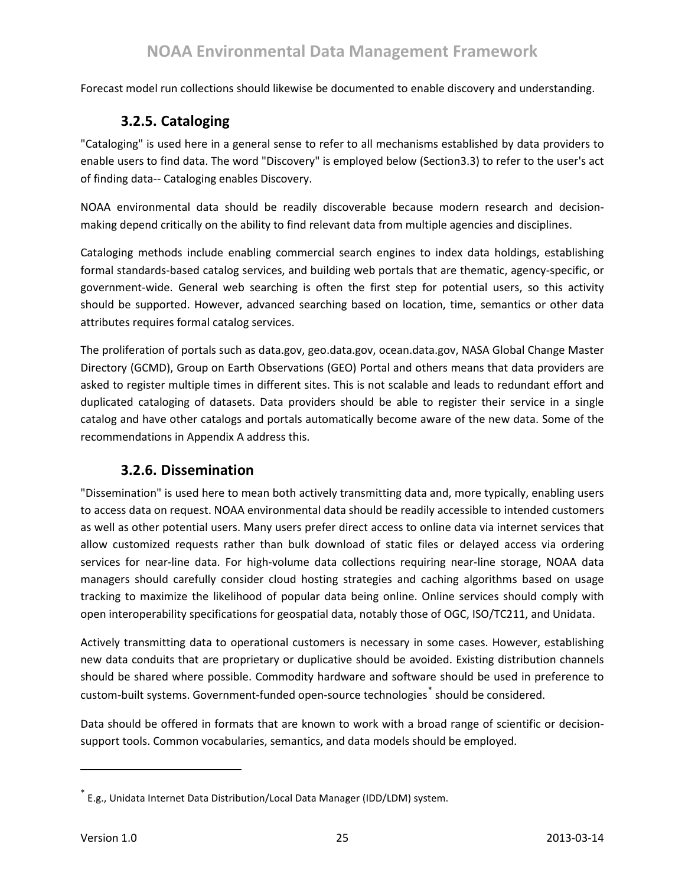Forecast model run collections should likewise be documented to enable discovery and understanding.

### 3.2.5. Cataloging

"Cataloging" is used here in a general sense to refer to all mechanisms established by data providers to enable users to find data. The word "Discovery" is employed below (Section3.3) to refer to the user's act of finding data-- Cataloging enables Discovery.

NOAA environmental data should be readily discoverable because modern research and decision-making depend critically on the ability to find relevant data from multiple agencies and disciplines.

Cataloging methods include enabling commercial search engines to index data holdings, establishing formal standards-based catalog services, and building web portals that are thematic, agency-specific, or government-wide. General web searching is often the first step for potential users, so this activity should be supported. However, advanced searching based on location, time, semantics or other data attributes requires formal catalog services.

The proliferation of portals such as data.gov, geo.data.gov, ocean.data.gov, NASA Global Change Master Directory (GCMD), Group on Earth Observations (GEO) Portal and others means that data providers are asked to register multiple times in different sites. This is not scalable and leads to redundant effort and duplicated cataloging of datasets. Data providers should be able to register their service in a single catalog and have other catalogs and portals automatically become aware of the new data. Some of the recommendations in Appendix A address this.

### 3.2.6. Dissemination

"Dissemination" is used here to mean both actively transmitting data and, more typically, enabling users to access data on request. NOAA environmental data should be readily accessible to intended customers as well as other potential users. Many users prefer direct access to online data via internet services that allow customized requests rather than bulk download of static files or delayed access via ordering services for near-line data. For high-volume data collections requiring near-line storage, NOAA data managers should carefully consider cloud hosting strategies and caching algorithms based on usage tracking to maximize the likelihood of popular data being online. Online services should comply with open interoperability specifications for geospatial data, notably those of OGC, ISO/TC211, and Unidata.

Actively transmitting data to operational customers is necessary in some cases. However, establishing new data conduits that are proprietary or duplicative should be avoided. Existing distribution channels should be shared where possible. Commodity hardware and software should be used in preference to custom-built systems. Government-funded open-source technologies[*] should be considered.

Data should be offered in formats that are known to work with a broad range of scientific or decision-support tools. Common vocabularies, semantics, and data models should be employed.

---

[*] E.g., Unidata Internet Data Distribution/Local Data Manager (IDD/LDM) system.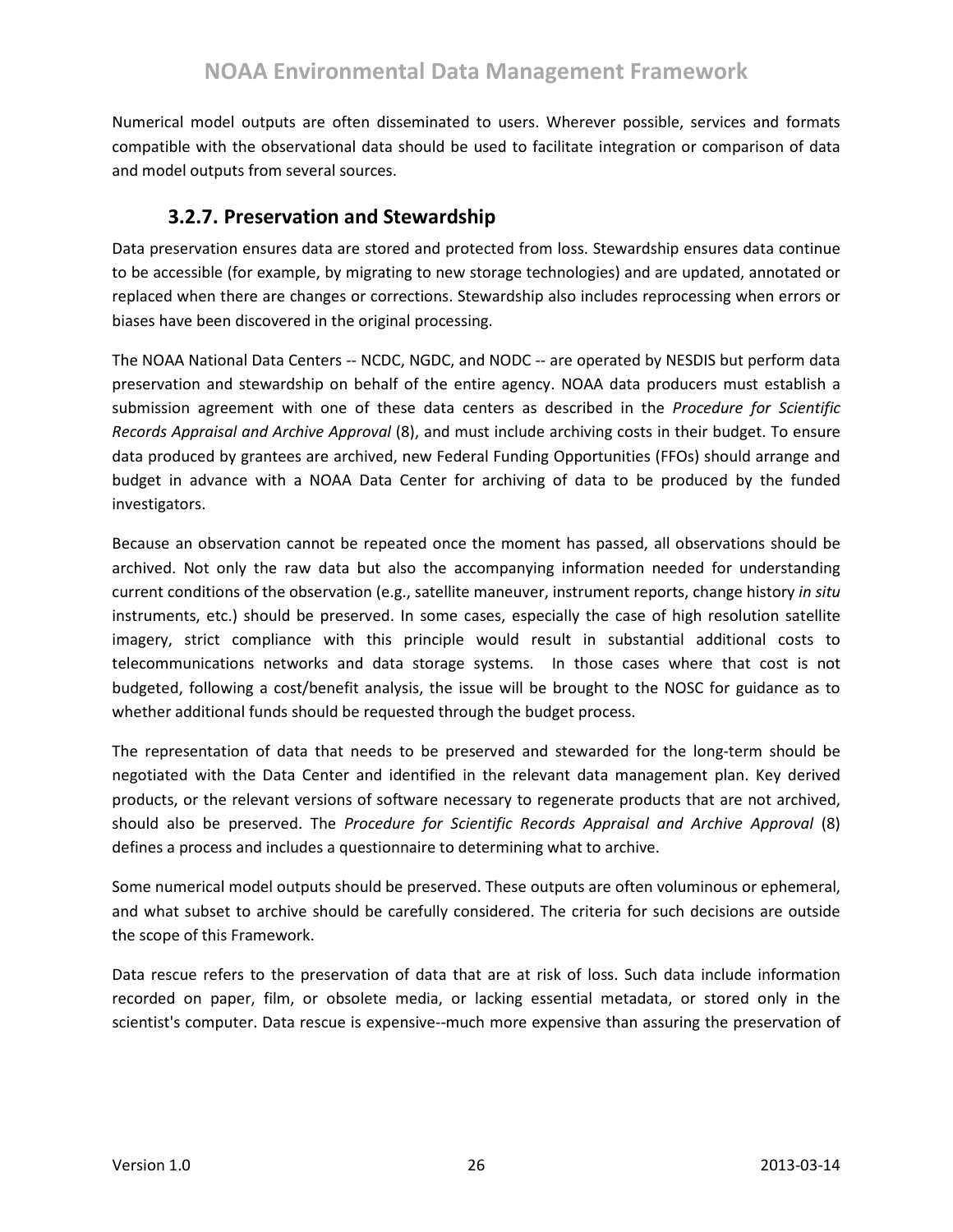Numerical model outputs are often disseminated to users. Wherever possible, services and formats compatible with the observational data should be used to facilitate integration or comparison of data and model outputs from several sources.

### 3.2.7. Preservation and Stewardship

Data preservation ensures data are stored and protected from loss. Stewardship ensures data continue to be accessible (for example, by migrating to new storage technologies) and are updated, annotated or replaced when there are changes or corrections. Stewardship also includes reprocessing when errors or biases have been discovered in the original processing.

The NOAA National Data Centers -- NCDC, NGDC, and NODC -- are operated by NESDIS but perform data preservation and stewardship on behalf of the entire agency. NOAA data producers must establish a submission agreement with one of these data centers as described in the *Procedure for Scientific Records Appraisal and Archive Approval* (8), and must include archiving costs in their budget. To ensure data produced by grantees are archived, new Federal Funding Opportunities (FFOs) should arrange and budget in advance with a NOAA Data Center for archiving of data to be produced by the funded investigators.

Because an observation cannot be repeated once the moment has passed, all observations should be archived. Not only the raw data but also the accompanying information needed for understanding current conditions of the observation (e.g., satellite maneuver, instrument reports, change history *in situ* instruments, etc.) should be preserved. In some cases, especially the case of high resolution satellite imagery, strict compliance with this principle would result in substantial additional costs to telecommunications networks and data storage systems. In those cases where that cost is not budgeted, following a cost/benefit analysis, the issue will be brought to the NOSC for guidance as to whether additional funds should be requested through the budget process.

The representation of data that needs to be preserved and stewarded for the long-term should be negotiated with the Data Center and identified in the relevant data management plan. Key derived products, or the relevant versions of software necessary to regenerate products that are not archived, should also be preserved. The *Procedure for Scientific Records Appraisal and Archive Approval* (8) defines a process and includes a questionnaire to determining what to archive.

Some numerical model outputs should be preserved. These outputs are often voluminous or ephemeral, and what subset to archive should be carefully considered. The criteria for such decisions are outside the scope of this Framework.

Data rescue refers to the preservation of data that are at risk of loss. Such data include information recorded on paper, film, or obsolete media, or lacking essential metadata, or stored only in the scientist's computer. Data rescue is expensive--much more expensive than assuring the preservation of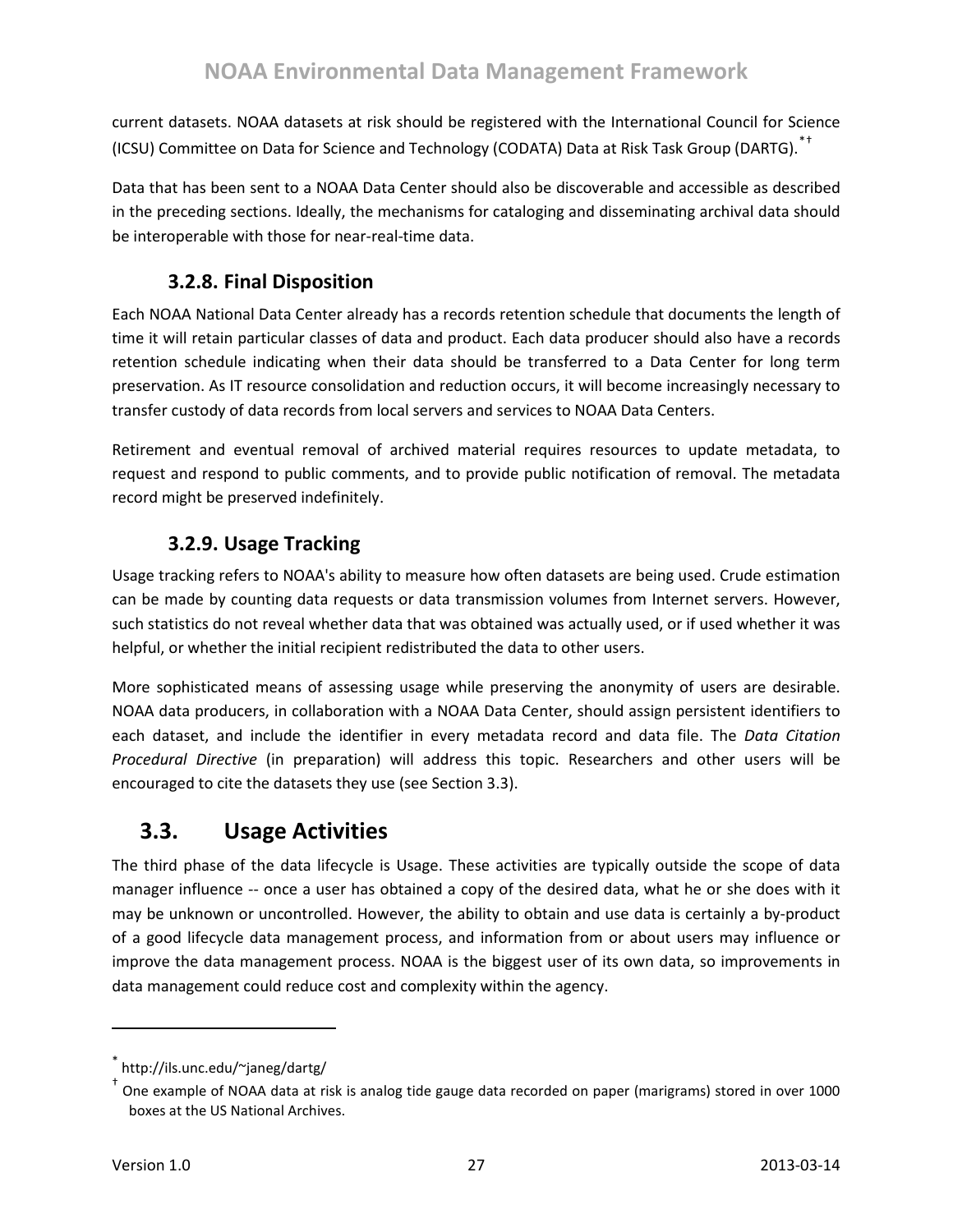current datasets. NOAA datasets at risk should be registered with the International Council for Science (ICSU) Committee on Data for Science and Technology (CODATA) Data at Risk Task Group (DARTG).[*][†]

Data that has been sent to a NOAA Data Center should also be discoverable and accessible as described in the preceding sections. Ideally, the mechanisms for cataloging and disseminating archival data should be interoperable with those for near-real-time data.

### 3.2.8. Final Disposition

Each NOAA National Data Center already has a records retention schedule that documents the length of time it will retain particular classes of data and product. Each data producer should also have a records retention schedule indicating when their data should be transferred to a Data Center for long term preservation. As IT resource consolidation and reduction occurs, it will become increasingly necessary to transfer custody of data records from local servers and services to NOAA Data Centers.

Retirement and eventual removal of archived material requires resources to update metadata, to request and respond to public comments, and to provide public notification of removal. The metadata record might be preserved indefinitely.

### 3.2.9. Usage Tracking

Usage tracking refers to NOAA's ability to measure how often datasets are being used. Crude estimation can be made by counting data requests or data transmission volumes from Internet servers. However, such statistics do not reveal whether data that was obtained was actually used, or if used whether it was helpful, or whether the initial recipient redistributed the data to other users.

More sophisticated means of assessing usage while preserving the anonymity of users are desirable. NOAA data producers, in collaboration with a NOAA Data Center, should assign persistent identifiers to each dataset, and include the identifier in every metadata record and data file. The *Data Citation Procedural Directive* (in preparation) will address this topic. Researchers and other users will be encouraged to cite the datasets they use (see Section 3.3).

## 3.3. Usage Activities

The third phase of the data lifecycle is Usage. These activities are typically outside the scope of data manager influence -- once a user has obtained a copy of the desired data, what he or she does with it may be unknown or uncontrolled. However, the ability to obtain and use data is certainly a by-product of a good lifecycle data management process, and information from or about users may influence or improve the data management process. NOAA is the biggest user of its own data, so improvements in data management could reduce cost and complexity within the agency.

---

[*] http://ils.unc.edu/~janeg/dartg/

[†] One example of NOAA data at risk is analog tide gauge data recorded on paper (marigrams) stored in over 1000 boxes at the US National Archives.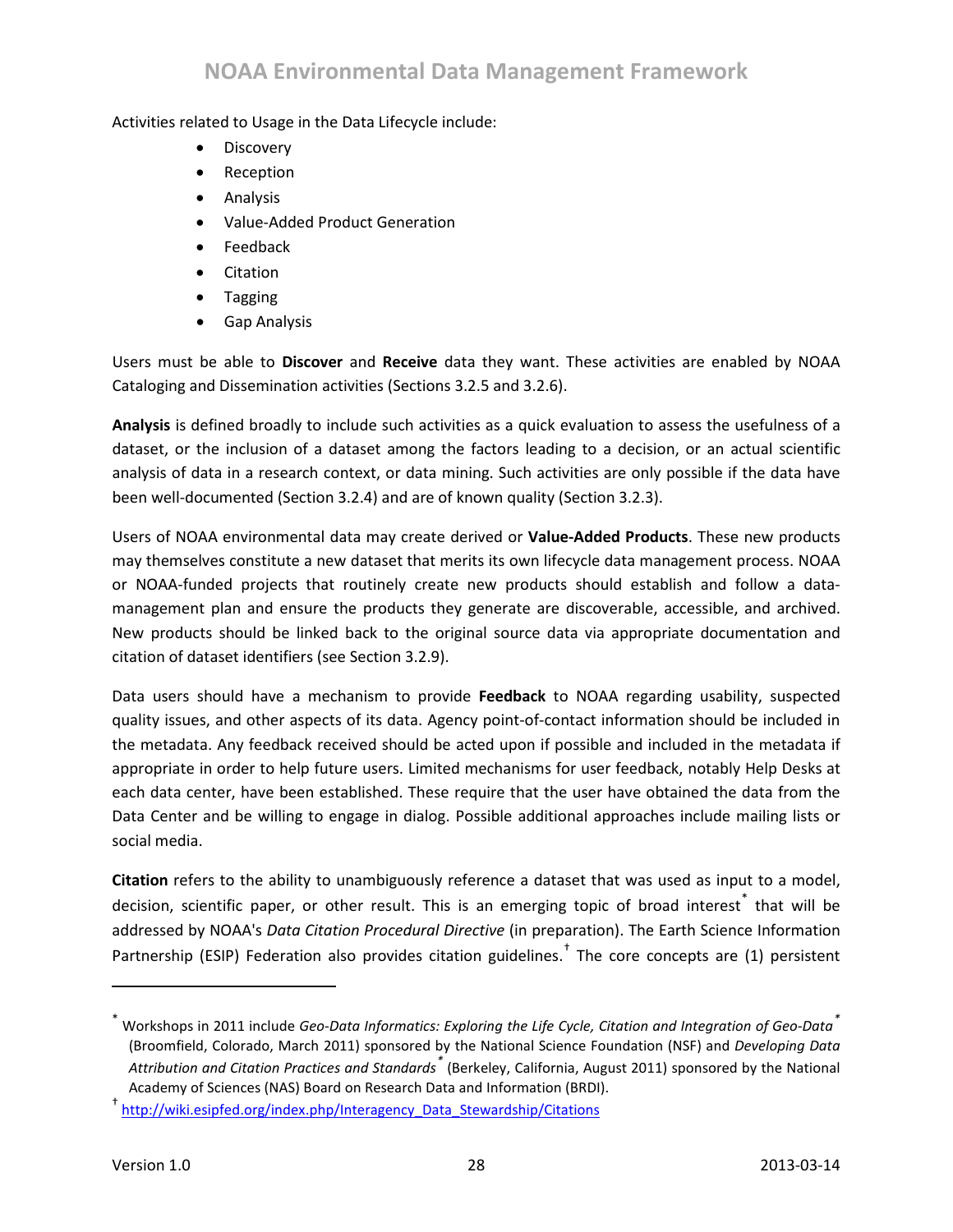Activities related to Usage in the Data Lifecycle include:

- Discovery
- Reception
- Analysis
- Value-Added Product Generation
- Feedback
- Citation
- Tagging
- Gap Analysis

Users must be able to **Discover** and **Receive** data they want. These activities are enabled by NOAA Cataloging and Dissemination activities (Sections 3.2.5 and 3.2.6).

**Analysis** is defined broadly to include such activities as a quick evaluation to assess the usefulness of a dataset, or the inclusion of a dataset among the factors leading to a decision, or an actual scientific analysis of data in a research context, or data mining. Such activities are only possible if the data have been well-documented (Section 3.2.4) and are of known quality (Section 3.2.3).

Users of NOAA environmental data may create derived or **Value-Added Products**. These new products may themselves constitute a new dataset that merits its own lifecycle data management process. NOAA or NOAA-funded projects that routinely create new products should establish and follow a data-management plan and ensure the products they generate are discoverable, accessible, and archived. New products should be linked back to the original source data via appropriate documentation and citation of dataset identifiers (see Section 3.2.9).

Data users should have a mechanism to provide **Feedback** to NOAA regarding usability, suspected quality issues, and other aspects of its data. Agency point-of-contact information should be included in the metadata. Any feedback received should be acted upon if possible and included in the metadata if appropriate in order to help future users. Limited mechanisms for user feedback, notably Help Desks at each data center, have been established. These require that the user have obtained the data from the Data Center and be willing to engage in dialog. Possible additional approaches include mailing lists or social media.

**Citation** refers to the ability to unambiguously reference a dataset that was used as input to a model, decision, scientific paper, or other result. This is an emerging topic of broad interest[*] that will be addressed by NOAA's *Data Citation Procedural Directive* (in preparation). The Earth Science Information Partnership (ESIP) Federation also provides citation guidelines.[†] The core concepts are (1) persistent

---

[*] Workshops in 2011 include *Geo-Data Informatics: Exploring the Life Cycle, Citation and Integration of Geo-Data*[*] (Broomfield, Colorado, March 2011) sponsored by the National Science Foundation (NSF) and *Developing Data Attribution and Citation Practices and Standards*[*] (Berkeley, California, August 2011) sponsored by the National Academy of Sciences (NAS) Board on Research Data and Information (BRDI).

[†] http://wiki.esipfed.org/index.php/Interagency_Data_Stewardship/Citations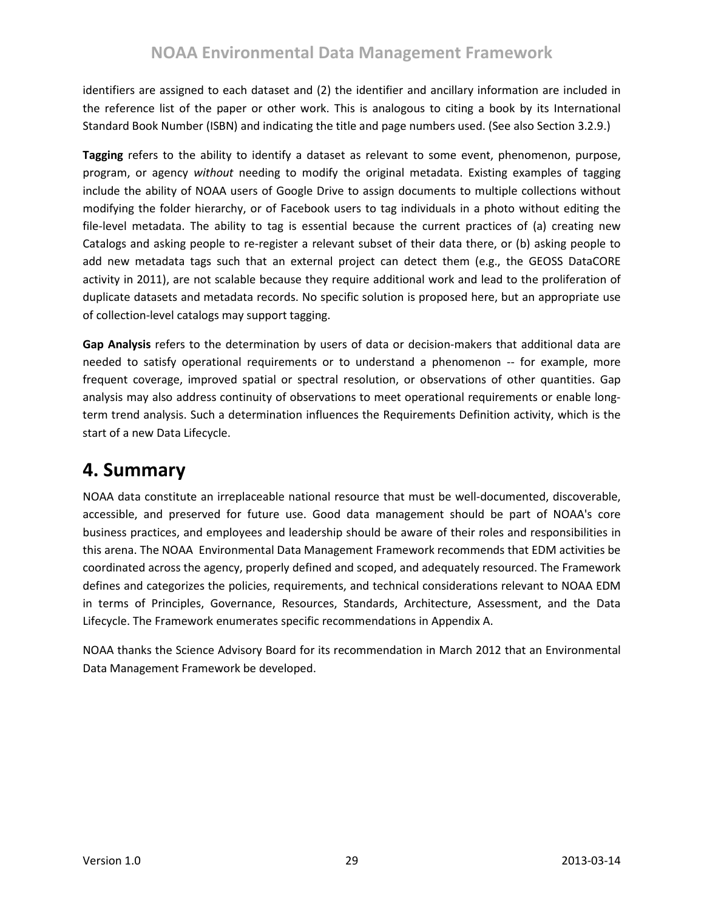identifiers are assigned to each dataset and (2) the identifier and ancillary information are included in the reference list of the paper or other work. This is analogous to citing a book by its International Standard Book Number (ISBN) and indicating the title and page numbers used. (See also Section 3.2.9.)

**Tagging** refers to the ability to identify a dataset as relevant to some event, phenomenon, purpose, program, or agency *without* needing to modify the original metadata. Existing examples of tagging include the ability of NOAA users of Google Drive to assign documents to multiple collections without modifying the folder hierarchy, or of Facebook users to tag individuals in a photo without editing the file-level metadata. The ability to tag is essential because the current practices of (a) creating new Catalogs and asking people to re-register a relevant subset of their data there, or (b) asking people to add new metadata tags such that an external project can detect them (e.g., the GEOSS DataCORE activity in 2011), are not scalable because they require additional work and lead to the proliferation of duplicate datasets and metadata records. No specific solution is proposed here, but an appropriate use of collection-level catalogs may support tagging.

**Gap Analysis** refers to the determination by users of data or decision-makers that additional data are needed to satisfy operational requirements or to understand a phenomenon -- for example, more frequent coverage, improved spatial or spectral resolution, or observations of other quantities. Gap analysis may also address continuity of observations to meet operational requirements or enable long-term trend analysis. Such a determination influences the Requirements Definition activity, which is the start of a new Data Lifecycle.

# 4. Summary

NOAA data constitute an irreplaceable national resource that must be well-documented, discoverable, accessible, and preserved for future use. Good data management should be part of NOAA's core business practices, and employees and leadership should be aware of their roles and responsibilities in this arena. The NOAA Environmental Data Management Framework recommends that EDM activities be coordinated across the agency, properly defined and scoped, and adequately resourced. The Framework defines and categorizes the policies, requirements, and technical considerations relevant to NOAA EDM in terms of Principles, Governance, Resources, Standards, Architecture, Assessment, and the Data Lifecycle. The Framework enumerates specific recommendations in Appendix A.

NOAA thanks the Science Advisory Board for its recommendation in March 2012 that an Environmental Data Management Framework be developed.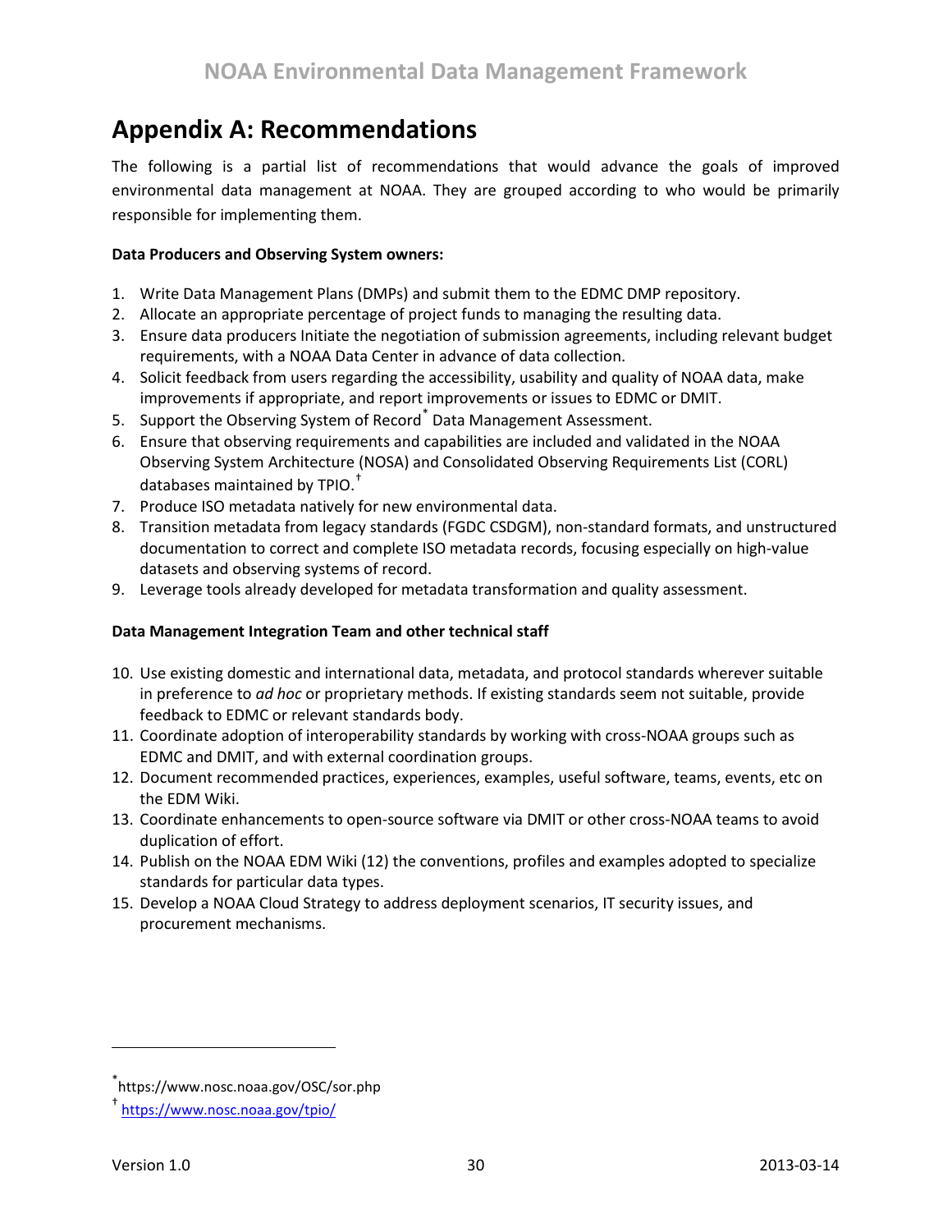# Appendix A: Recommendations

The following is a partial list of recommendations that would advance the goals of improved environmental data management at NOAA. They are grouped according to who would be primarily responsible for implementing them.

**Data Producers and Observing System owners:**

1. Write Data Management Plans (DMPs) and submit them to the EDMC DMP repository.
2. Allocate an appropriate percentage of project funds to managing the resulting data.
3. Ensure data producers Initiate the negotiation of submission agreements, including relevant budget requirements, with a NOAA Data Center in advance of data collection.
4. Solicit feedback from users regarding the accessibility, usability and quality of NOAA data, make improvements if appropriate, and report improvements or issues to EDMC or DMIT.
5. Support the Observing System of Record[*] Data Management Assessment.
6. Ensure that observing requirements and capabilities are included and validated in the NOAA Observing System Architecture (NOSA) and Consolidated Observing Requirements List (CORL) databases maintained by TPIO.[†]
7. Produce ISO metadata natively for new environmental data.
8. Transition metadata from legacy standards (FGDC CSDGM), non-standard formats, and unstructured documentation to correct and complete ISO metadata records, focusing especially on high-value datasets and observing systems of record.
9. Leverage tools already developed for metadata transformation and quality assessment.

**Data Management Integration Team and other technical staff**

10. Use existing domestic and international data, metadata, and protocol standards wherever suitable in preference to *ad hoc* or proprietary methods. If existing standards seem not suitable, provide feedback to EDMC or relevant standards body.
11. Coordinate adoption of interoperability standards by working with cross-NOAA groups such as EDMC and DMIT, and with external coordination groups.
12. Document recommended practices, experiences, examples, useful software, teams, events, etc on the EDM Wiki.
13. Coordinate enhancements to open-source software via DMIT or other cross-NOAA teams to avoid duplication of effort.
14. Publish on the NOAA EDM Wiki (12) the conventions, profiles and examples adopted to specialize standards for particular data types.
15. Develop a NOAA Cloud Strategy to address deployment scenarios, IT security issues, and procurement mechanisms.

---

[*] https://www.nosc.noaa.gov/OSC/sor.php

[†] https://www.nosc.noaa.gov/tpio/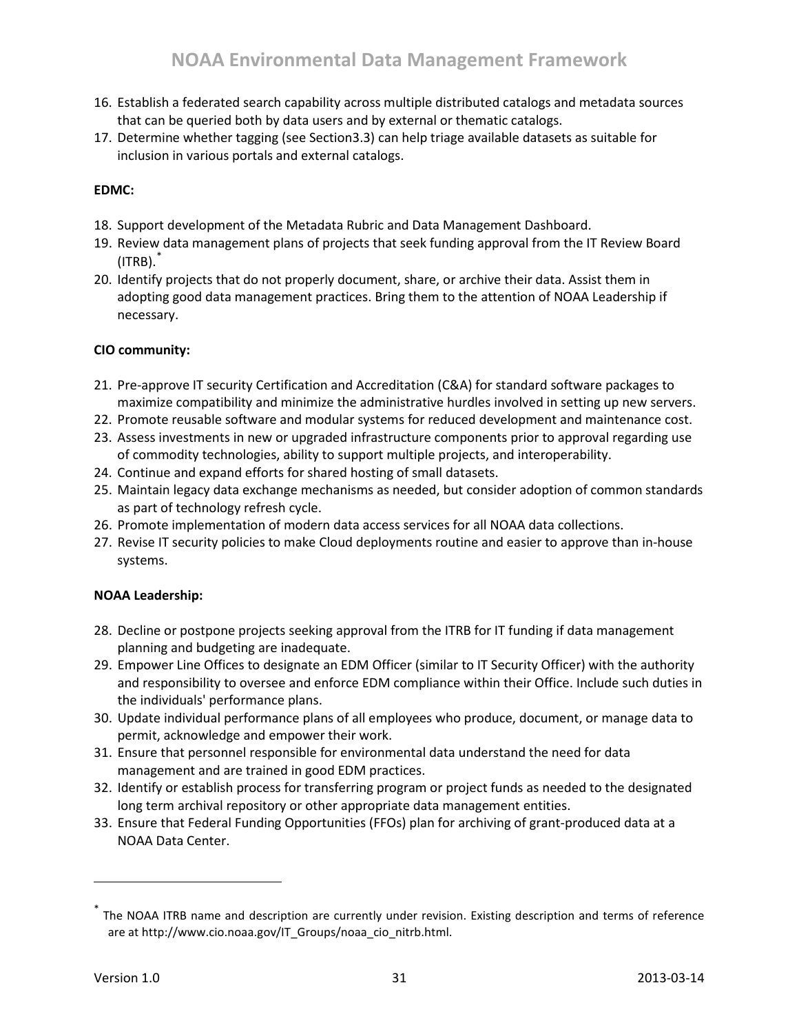16. Establish a federated search capability across multiple distributed catalogs and metadata sources that can be queried both by data users and by external or thematic catalogs.
17. Determine whether tagging (see Section3.3) can help triage available datasets as suitable for inclusion in various portals and external catalogs.

**EDMC:**

18. Support development of the Metadata Rubric and Data Management Dashboard.
19. Review data management plans of projects that seek funding approval from the IT Review Board (ITRB).[*]
20. Identify projects that do not properly document, share, or archive their data. Assist them in adopting good data management practices. Bring them to the attention of NOAA Leadership if necessary.

**CIO community:**

21. Pre-approve IT security Certification and Accreditation (C&A) for standard software packages to maximize compatibility and minimize the administrative hurdles involved in setting up new servers.
22. Promote reusable software and modular systems for reduced development and maintenance cost.
23. Assess investments in new or upgraded infrastructure components prior to approval regarding use of commodity technologies, ability to support multiple projects, and interoperability.
24. Continue and expand efforts for shared hosting of small datasets.
25. Maintain legacy data exchange mechanisms as needed, but consider adoption of common standards as part of technology refresh cycle.
26. Promote implementation of modern data access services for all NOAA data collections.
27. Revise IT security policies to make Cloud deployments routine and easier to approve than in-house systems.

**NOAA Leadership:**

28. Decline or postpone projects seeking approval from the ITRB for IT funding if data management planning and budgeting are inadequate.
29. Empower Line Offices to designate an EDM Officer (similar to IT Security Officer) with the authority and responsibility to oversee and enforce EDM compliance within their Office. Include such duties in the individuals' performance plans.
30. Update individual performance plans of all employees who produce, document, or manage data to permit, acknowledge and empower their work.
31. Ensure that personnel responsible for environmental data understand the need for data management and are trained in good EDM practices.
32. Identify or establish process for transferring program or project funds as needed to the designated long term archival repository or other appropriate data management entities.
33. Ensure that Federal Funding Opportunities (FFOs) plan for archiving of grant-produced data at a NOAA Data Center.

---

[*] The NOAA ITRB name and description are currently under revision. Existing description and terms of reference are at http://www.cio.noaa.gov/IT_Groups/noaa_cio_nitrb.html.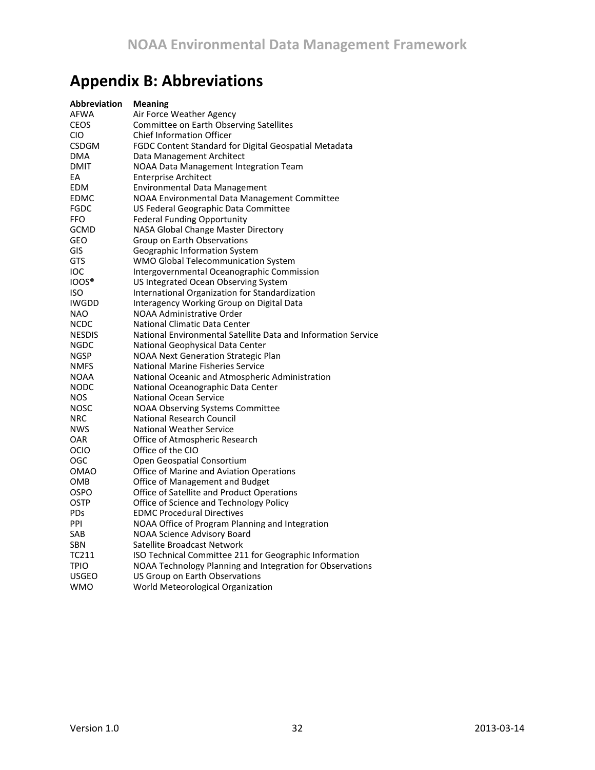# Appendix B: Abbreviations

| Abbreviation | Meaning |
|---|---|
| AFWA | Air Force Weather Agency |
| CEOS | Committee on Earth Observing Satellites |
| CIO | Chief Information Officer |
| CSDGM | FGDC Content Standard for Digital Geospatial Metadata |
| DMA | Data Management Architect |
| DMIT | NOAA Data Management Integration Team |
| EA | Enterprise Architect |
| EDM | Environmental Data Management |
| EDMC | NOAA Environmental Data Management Committee |
| FGDC | US Federal Geographic Data Committee |
| FFO | Federal Funding Opportunity |
| GCMD | NASA Global Change Master Directory |
| GEO | Group on Earth Observations |
| GIS | Geographic Information System |
| GTS | WMO Global Telecommunication System |
| IOC | Intergovernmental Oceanographic Commission |
| IOOS® | US Integrated Ocean Observing System |
| ISO | International Organization for Standardization |
| IWGDD | Interagency Working Group on Digital Data |
| NAO | NOAA Administrative Order |
| NCDC | National Climatic Data Center |
| NESDIS | National Environmental Satellite Data and Information Service |
| NGDC | National Geophysical Data Center |
| NGSP | NOAA Next Generation Strategic Plan |
| NMFS | National Marine Fisheries Service |
| NOAA | National Oceanic and Atmospheric Administration |
| NODC | National Oceanographic Data Center |
| NOS | National Ocean Service |
| NOSC | NOAA Observing Systems Committee |
| NRC | National Research Council |
| NWS | National Weather Service |
| OAR | Office of Atmospheric Research |
| OCIO | Office of the CIO |
| OGC | Open Geospatial Consortium |
| OMAO | Office of Marine and Aviation Operations |
| OMB | Office of Management and Budget |
| OSPO | Office of Satellite and Product Operations |
| OSTP | Office of Science and Technology Policy |
| PDs | EDMC Procedural Directives |
| PPI | NOAA Office of Program Planning and Integration |
| SAB | NOAA Science Advisory Board |
| SBN | Satellite Broadcast Network |
| TC211 | ISO Technical Committee 211 for Geographic Information |
| TPIO | NOAA Technology Planning and Integration for Observations |
| USGEO | US Group on Earth Observations |
| WMO | World Meteorological Organization |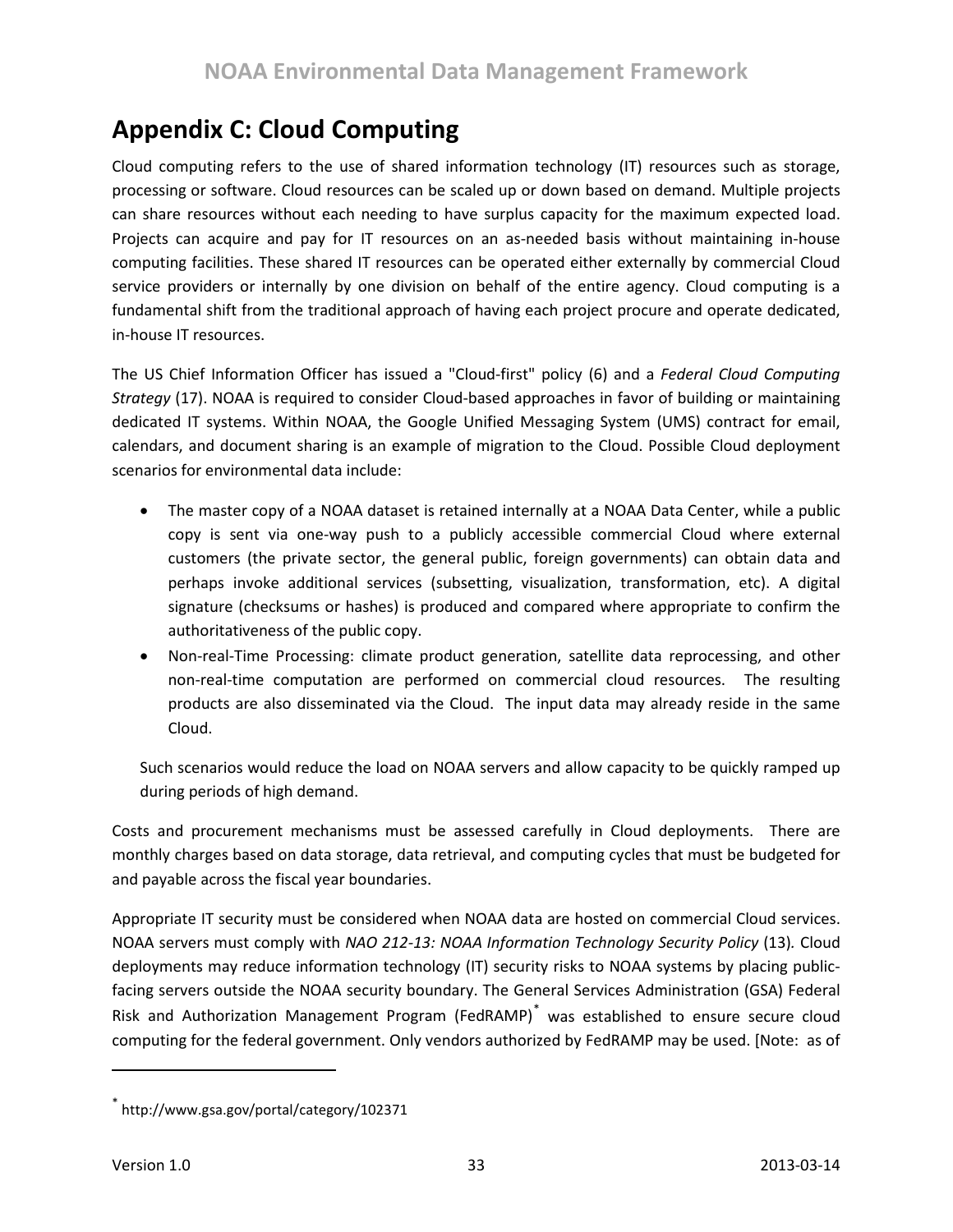# Appendix C: Cloud Computing

Cloud computing refers to the use of shared information technology (IT) resources such as storage, processing or software. Cloud resources can be scaled up or down based on demand. Multiple projects can share resources without each needing to have surplus capacity for the maximum expected load. Projects can acquire and pay for IT resources on an as-needed basis without maintaining in-house computing facilities. These shared IT resources can be operated either externally by commercial Cloud service providers or internally by one division on behalf of the entire agency. Cloud computing is a fundamental shift from the traditional approach of having each project procure and operate dedicated, in-house IT resources.

The US Chief Information Officer has issued a "Cloud-first" policy (6) and a *Federal Cloud Computing Strategy* (17). NOAA is required to consider Cloud-based approaches in favor of building or maintaining dedicated IT systems. Within NOAA, the Google Unified Messaging System (UMS) contract for email, calendars, and document sharing is an example of migration to the Cloud. Possible Cloud deployment scenarios for environmental data include:

- The master copy of a NOAA dataset is retained internally at a NOAA Data Center, while a public copy is sent via one-way push to a publicly accessible commercial Cloud where external customers (the private sector, the general public, foreign governments) can obtain data and perhaps invoke additional services (subsetting, visualization, transformation, etc). A digital signature (checksums or hashes) is produced and compared where appropriate to confirm the authoritativeness of the public copy.
- Non-real-Time Processing: climate product generation, satellite data reprocessing, and other non-real-time computation are performed on commercial cloud resources. The resulting products are also disseminated via the Cloud. The input data may already reside in the same Cloud.

Such scenarios would reduce the load on NOAA servers and allow capacity to be quickly ramped up during periods of high demand.

Costs and procurement mechanisms must be assessed carefully in Cloud deployments. There are monthly charges based on data storage, data retrieval, and computing cycles that must be budgeted for and payable across the fiscal year boundaries.

Appropriate IT security must be considered when NOAA data are hosted on commercial Cloud services. NOAA servers must comply with *NAO 212-13: NOAA Information Technology Security Policy* (13). Cloud deployments may reduce information technology (IT) security risks to NOAA systems by placing public-facing servers outside the NOAA security boundary. The General Services Administration (GSA) Federal Risk and Authorization Management Program (FedRAMP)[*] was established to ensure secure cloud computing for the federal government. Only vendors authorized by FedRAMP may be used. [Note: as of

[*] http://www.gsa.gov/portal/category/102371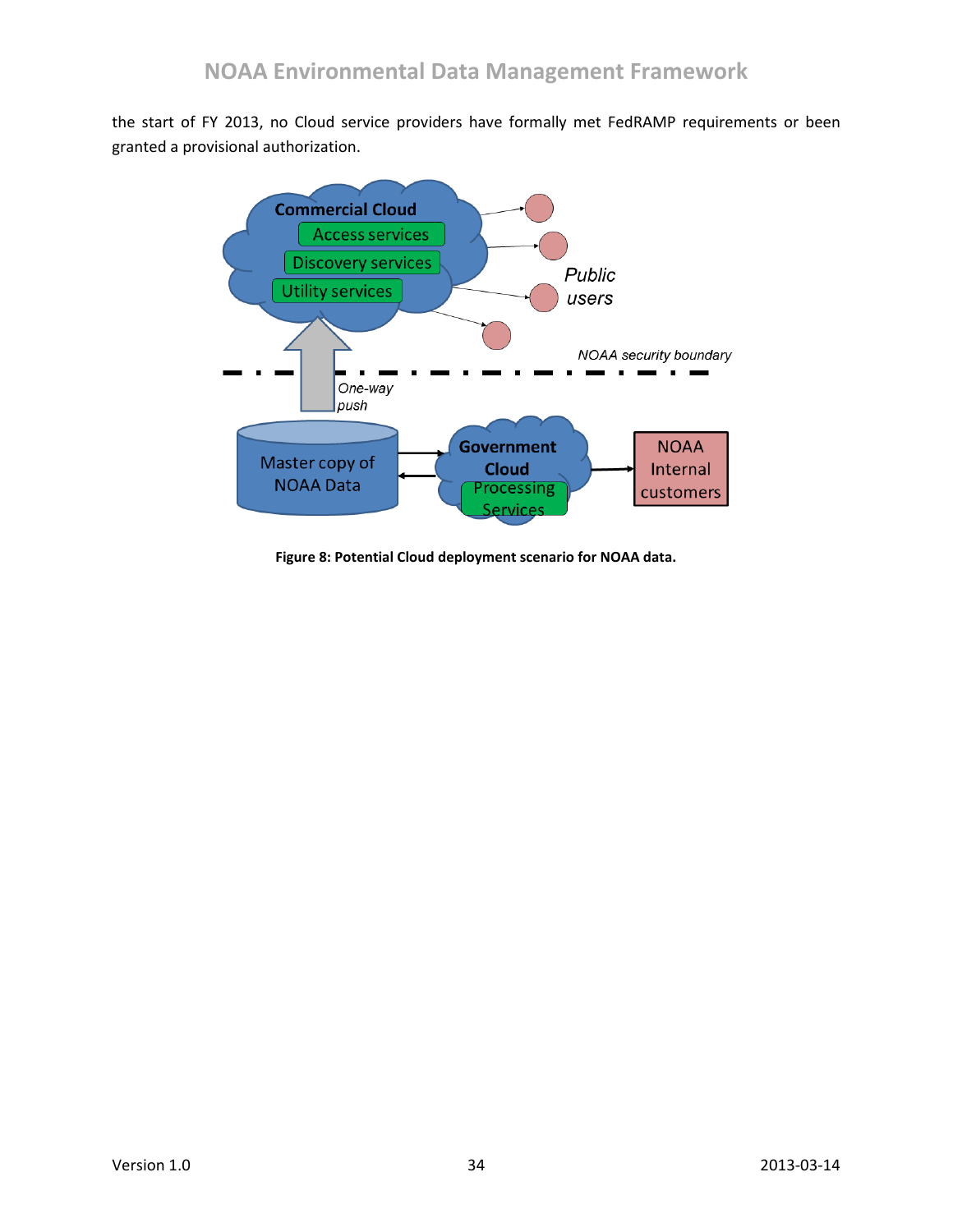the start of FY 2013, no Cloud service providers have formally met FedRAMP requirements or been granted a provisional authorization.

**Figure 8: Potential Cloud deployment scenario for NOAA data.**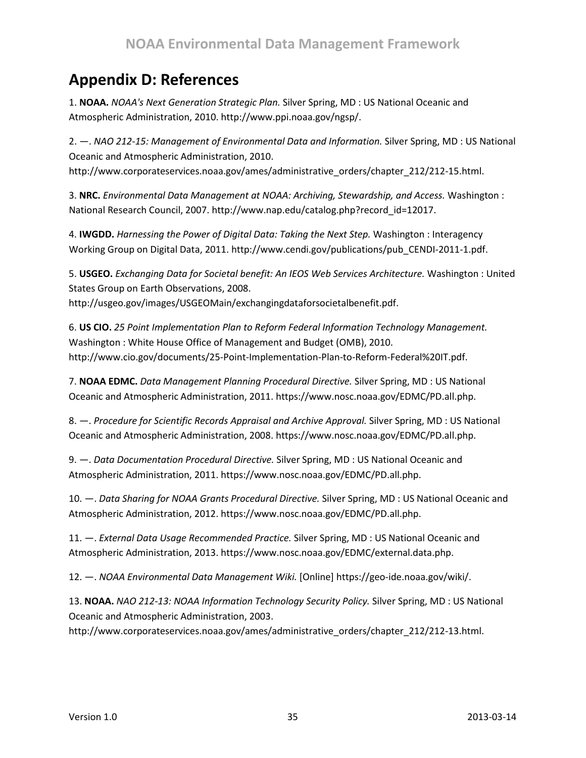## Appendix D: References

1. **NOAA.** *NOAA's Next Generation Strategic Plan.* Silver Spring, MD : US National Oceanic and Atmospheric Administration, 2010. http://www.ppi.noaa.gov/ngsp/.

2. —. *NAO 212-15: Management of Environmental Data and Information.* Silver Spring, MD : US National Oceanic and Atmospheric Administration, 2010. http://www.corporateservices.noaa.gov/ames/administrative_orders/chapter_212/212-15.html.

3. **NRC.** *Environmental Data Management at NOAA: Archiving, Stewardship, and Access.* Washington : National Research Council, 2007. http://www.nap.edu/catalog.php?record_id=12017.

4. **IWGDD.** *Harnessing the Power of Digital Data: Taking the Next Step.* Washington : Interagency Working Group on Digital Data, 2011. http://www.cendi.gov/publications/pub_CENDI-2011-1.pdf.

5. **USGEO.** *Exchanging Data for Societal benefit: An IEOS Web Services Architecture.* Washington : United States Group on Earth Observations, 2008. http://usgeo.gov/images/USGEOMain/exchangingdataforsocietalbenefit.pdf.

6. **US CIO.** *25 Point Implementation Plan to Reform Federal Information Technology Management.* Washington : White House Office of Management and Budget (OMB), 2010. http://www.cio.gov/documents/25-Point-Implementation-Plan-to-Reform-Federal%20IT.pdf.

7. **NOAA EDMC.** *Data Management Planning Procedural Directive.* Silver Spring, MD : US National Oceanic and Atmospheric Administration, 2011. https://www.nosc.noaa.gov/EDMC/PD.all.php.

8. —. *Procedure for Scientific Records Appraisal and Archive Approval.* Silver Spring, MD : US National Oceanic and Atmospheric Administration, 2008. https://www.nosc.noaa.gov/EDMC/PD.all.php.

9. —. *Data Documentation Procedural Directive.* Silver Spring, MD : US National Oceanic and Atmospheric Administration, 2011. https://www.nosc.noaa.gov/EDMC/PD.all.php.

10. —. *Data Sharing for NOAA Grants Procedural Directive.* Silver Spring, MD : US National Oceanic and Atmospheric Administration, 2012. https://www.nosc.noaa.gov/EDMC/PD.all.php.

11. —. *External Data Usage Recommended Practice.* Silver Spring, MD : US National Oceanic and Atmospheric Administration, 2013. https://www.nosc.noaa.gov/EDMC/external.data.php.

12. —. *NOAA Environmental Data Management Wiki.* [Online] https://geo-ide.noaa.gov/wiki/.

13. **NOAA.** *NAO 212-13: NOAA Information Technology Security Policy.* Silver Spring, MD : US National Oceanic and Atmospheric Administration, 2003. http://www.corporateservices.noaa.gov/ames/administrative_orders/chapter_212/212-13.html.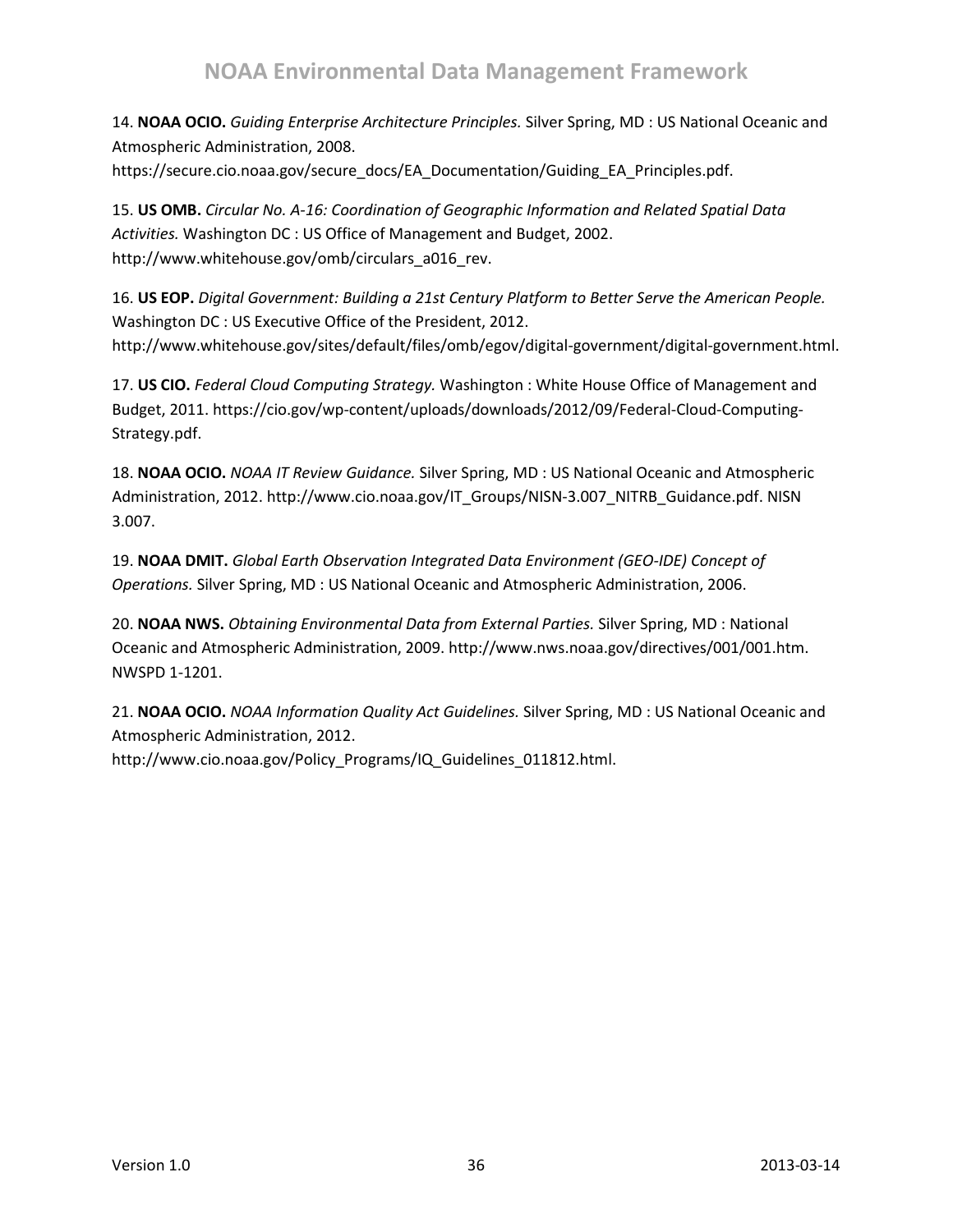14. **NOAA OCIO.** *Guiding Enterprise Architecture Principles.* Silver Spring, MD : US National Oceanic and Atmospheric Administration, 2008. https://secure.cio.noaa.gov/secure_docs/EA_Documentation/Guiding_EA_Principles.pdf.

15. **US OMB.** *Circular No. A-16: Coordination of Geographic Information and Related Spatial Data Activities.* Washington DC : US Office of Management and Budget, 2002. http://www.whitehouse.gov/omb/circulars_a016_rev.

16. **US EOP.** *Digital Government: Building a 21st Century Platform to Better Serve the American People.* Washington DC : US Executive Office of the President, 2012. http://www.whitehouse.gov/sites/default/files/omb/egov/digital-government/digital-government.html.

17. **US CIO.** *Federal Cloud Computing Strategy.* Washington : White House Office of Management and Budget, 2011. https://cio.gov/wp-content/uploads/downloads/2012/09/Federal-Cloud-Computing-Strategy.pdf.

18. **NOAA OCIO.** *NOAA IT Review Guidance.* Silver Spring, MD : US National Oceanic and Atmospheric Administration, 2012. http://www.cio.noaa.gov/IT_Groups/NISN-3.007_NITRB_Guidance.pdf. NISN 3.007.

19. **NOAA DMIT.** *Global Earth Observation Integrated Data Environment (GEO-IDE) Concept of Operations.* Silver Spring, MD : US National Oceanic and Atmospheric Administration, 2006.

20. **NOAA NWS.** *Obtaining Environmental Data from External Parties.* Silver Spring, MD : National Oceanic and Atmospheric Administration, 2009. http://www.nws.noaa.gov/directives/001/001.htm. NWSPD 1-1201.

21. **NOAA OCIO.** *NOAA Information Quality Act Guidelines.* Silver Spring, MD : US National Oceanic and Atmospheric Administration, 2012. http://www.cio.noaa.gov/Policy_Programs/IQ_Guidelines_011812.html.